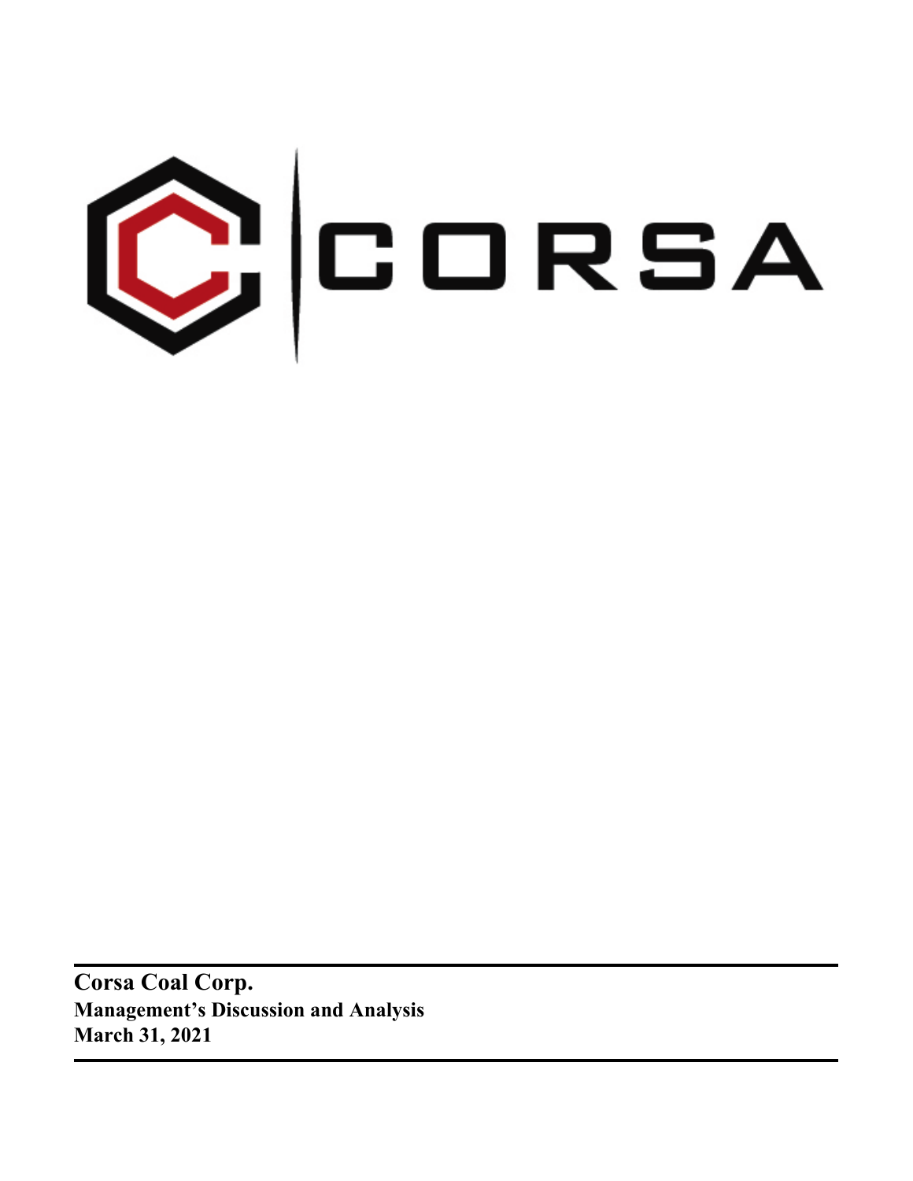CORSA

**Corsa Coal Corp.**
**Management's Discussion and Analysis**
**March 31, 2021**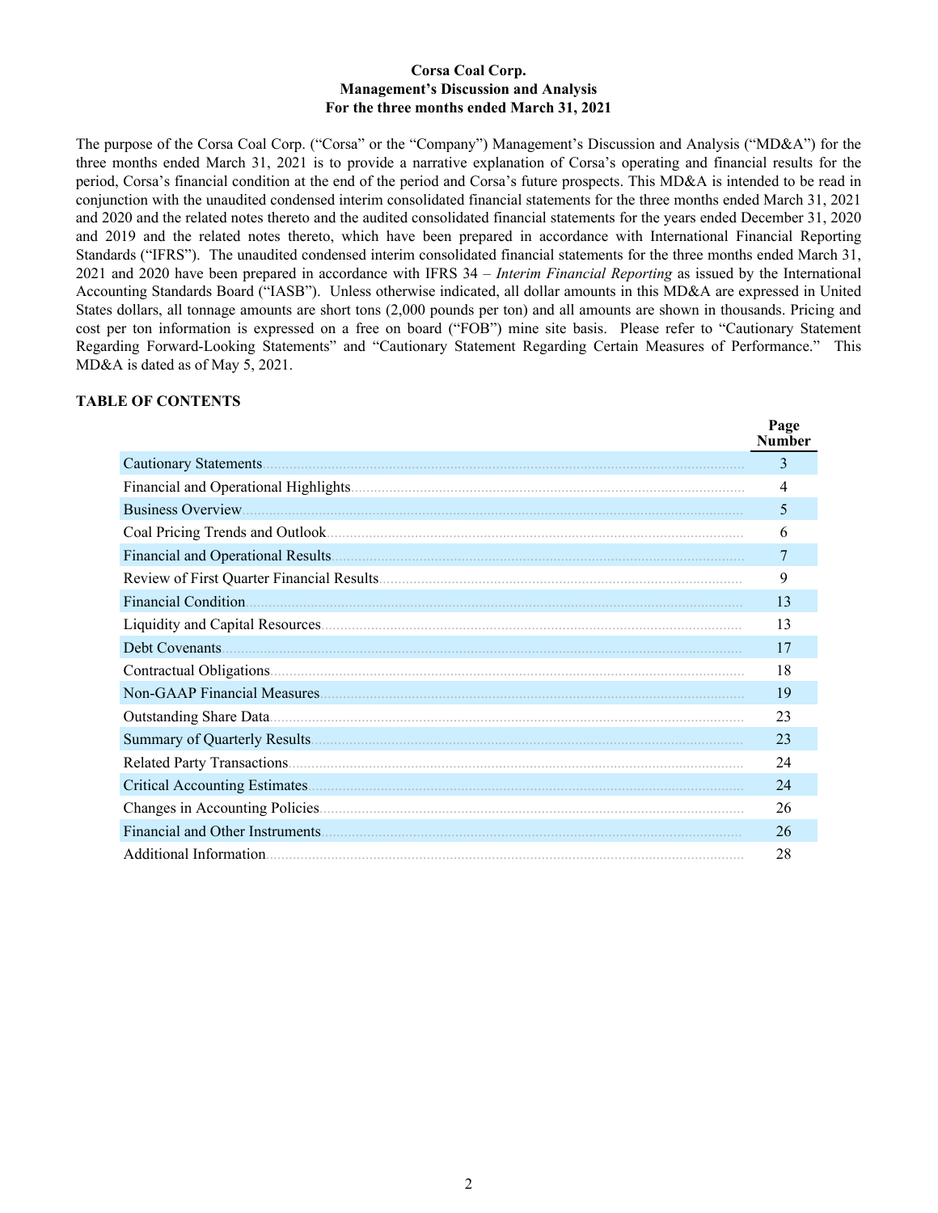**Corsa Coal Corp.**
**Management's Discussion and Analysis**
**For the three months ended March 31, 2021**

The purpose of the Corsa Coal Corp. ("Corsa" or the "Company") Management's Discussion and Analysis ("MD&A") for the three months ended March 31, 2021 is to provide a narrative explanation of Corsa's operating and financial results for the period, Corsa's financial condition at the end of the period and Corsa's future prospects. This MD&A is intended to be read in conjunction with the unaudited condensed interim consolidated financial statements for the three months ended March 31, 2021 and 2020 and the related notes thereto and the audited consolidated financial statements for the years ended December 31, 2020 and 2019 and the related notes thereto, which have been prepared in accordance with International Financial Reporting Standards ("IFRS"). The unaudited condensed interim consolidated financial statements for the three months ended March 31, 2021 and 2020 have been prepared in accordance with IFRS 34 – *Interim Financial Reporting* as issued by the International Accounting Standards Board ("IASB"). Unless otherwise indicated, all dollar amounts in this MD&A are expressed in United States dollars, all tonnage amounts are short tons (2,000 pounds per ton) and all amounts are shown in thousands. Pricing and cost per ton information is expressed on a free on board ("FOB") mine site basis. Please refer to "Cautionary Statement Regarding Forward-Looking Statements" and "Cautionary Statement Regarding Certain Measures of Performance." This MD&A is dated as of May 5, 2021.

**TABLE OF CONTENTS**

| | Page Number |
|---|---|
| Cautionary Statements | 3 |
| Financial and Operational Highlights | 4 |
| Business Overview | 5 |
| Coal Pricing Trends and Outlook | 6 |
| Financial and Operational Results | 7 |
| Review of First Quarter Financial Results | 9 |
| Financial Condition | 13 |
| Liquidity and Capital Resources | 13 |
| Debt Covenants | 17 |
| Contractual Obligations | 18 |
| Non-GAAP Financial Measures | 19 |
| Outstanding Share Data | 23 |
| Summary of Quarterly Results | 23 |
| Related Party Transactions | 24 |
| Critical Accounting Estimates | 24 |
| Changes in Accounting Policies | 26 |
| Financial and Other Instruments | 26 |
| Additional Information | 28 |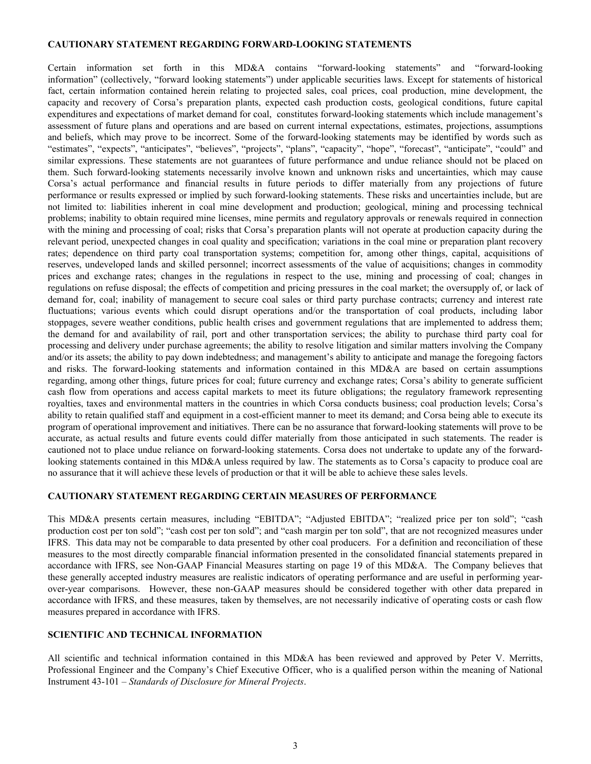## CAUTIONARY STATEMENT REGARDING FORWARD-LOOKING STATEMENTS

Certain information set forth in this MD&A contains "forward-looking statements" and "forward-looking information" (collectively, "forward looking statements") under applicable securities laws. Except for statements of historical fact, certain information contained herein relating to projected sales, coal prices, coal production, mine development, the capacity and recovery of Corsa's preparation plants, expected cash production costs, geological conditions, future capital expenditures and expectations of market demand for coal, constitutes forward-looking statements which include management's assessment of future plans and operations and are based on current internal expectations, estimates, projections, assumptions and beliefs, which may prove to be incorrect. Some of the forward-looking statements may be identified by words such as "estimates", "expects", "anticipates", "believes", "projects", "plans", "capacity", "hope", "forecast", "anticipate", "could" and similar expressions. These statements are not guarantees of future performance and undue reliance should not be placed on them. Such forward-looking statements necessarily involve known and unknown risks and uncertainties, which may cause Corsa's actual performance and financial results in future periods to differ materially from any projections of future performance or results expressed or implied by such forward-looking statements. These risks and uncertainties include, but are not limited to: liabilities inherent in coal mine development and production; geological, mining and processing technical problems; inability to obtain required mine licenses, mine permits and regulatory approvals or renewals required in connection with the mining and processing of coal; risks that Corsa's preparation plants will not operate at production capacity during the relevant period, unexpected changes in coal quality and specification; variations in the coal mine or preparation plant recovery rates; dependence on third party coal transportation systems; competition for, among other things, capital, acquisitions of reserves, undeveloped lands and skilled personnel; incorrect assessments of the value of acquisitions; changes in commodity prices and exchange rates; changes in the regulations in respect to the use, mining and processing of coal; changes in regulations on refuse disposal; the effects of competition and pricing pressures in the coal market; the oversupply of, or lack of demand for, coal; inability of management to secure coal sales or third party purchase contracts; currency and interest rate fluctuations; various events which could disrupt operations and/or the transportation of coal products, including labor stoppages, severe weather conditions, public health crises and government regulations that are implemented to address them; the demand for and availability of rail, port and other transportation services; the ability to purchase third party coal for processing and delivery under purchase agreements; the ability to resolve litigation and similar matters involving the Company and/or its assets; the ability to pay down indebtedness; and management's ability to anticipate and manage the foregoing factors and risks. The forward-looking statements and information contained in this MD&A are based on certain assumptions regarding, among other things, future prices for coal; future currency and exchange rates; Corsa's ability to generate sufficient cash flow from operations and access capital markets to meet its future obligations; the regulatory framework representing royalties, taxes and environmental matters in the countries in which Corsa conducts business; coal production levels; Corsa's ability to retain qualified staff and equipment in a cost-efficient manner to meet its demand; and Corsa being able to execute its program of operational improvement and initiatives. There can be no assurance that forward-looking statements will prove to be accurate, as actual results and future events could differ materially from those anticipated in such statements. The reader is cautioned not to place undue reliance on forward-looking statements. Corsa does not undertake to update any of the forward-looking statements contained in this MD&A unless required by law. The statements as to Corsa's capacity to produce coal are no assurance that it will achieve these levels of production or that it will be able to achieve these sales levels.

## CAUTIONARY STATEMENT REGARDING CERTAIN MEASURES OF PERFORMANCE

This MD&A presents certain measures, including "EBITDA"; "Adjusted EBITDA"; "realized price per ton sold"; "cash production cost per ton sold"; "cash cost per ton sold"; and "cash margin per ton sold", that are not recognized measures under IFRS. This data may not be comparable to data presented by other coal producers. For a definition and reconciliation of these measures to the most directly comparable financial information presented in the consolidated financial statements prepared in accordance with IFRS, see Non-GAAP Financial Measures starting on page 19 of this MD&A. The Company believes that these generally accepted industry measures are realistic indicators of operating performance and are useful in performing year-over-year comparisons. However, these non-GAAP measures should be considered together with other data prepared in accordance with IFRS, and these measures, taken by themselves, are not necessarily indicative of operating costs or cash flow measures prepared in accordance with IFRS.

## SCIENTIFIC AND TECHNICAL INFORMATION

All scientific and technical information contained in this MD&A has been reviewed and approved by Peter V. Merritts, Professional Engineer and the Company's Chief Executive Officer, who is a qualified person within the meaning of National Instrument 43-101 – *Standards of Disclosure for Mineral Projects*.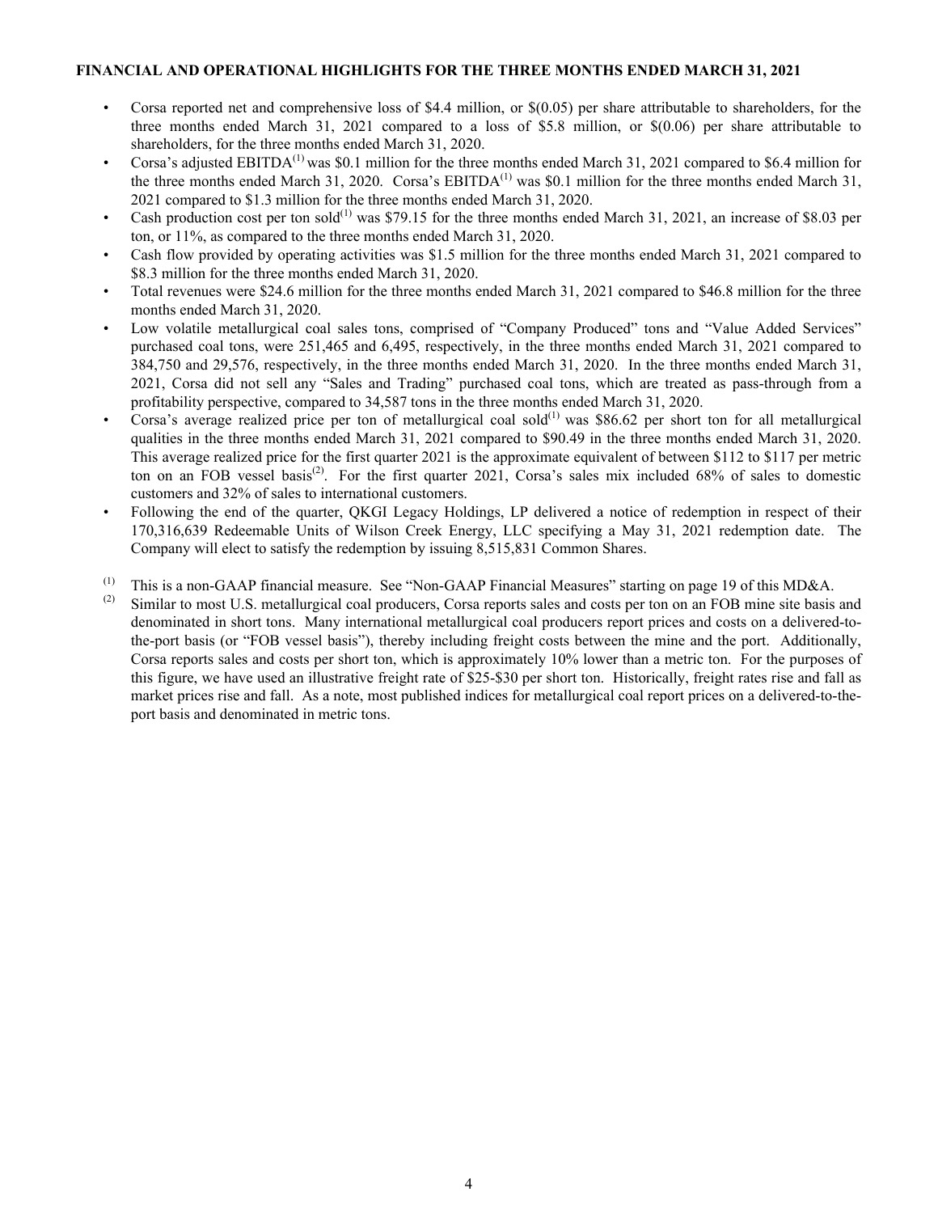## FINANCIAL AND OPERATIONAL HIGHLIGHTS FOR THE THREE MONTHS ENDED MARCH 31, 2021

- Corsa reported net and comprehensive loss of $4.4 million, or $(0.05) per share attributable to shareholders, for the three months ended March 31, 2021 compared to a loss of $5.8 million, or $(0.06) per share attributable to shareholders, for the three months ended March 31, 2020.
- Corsa's adjusted EBITDA[(1)] was $0.1 million for the three months ended March 31, 2021 compared to $6.4 million for the three months ended March 31, 2020. Corsa's EBITDA[(1)] was $0.1 million for the three months ended March 31, 2021 compared to $1.3 million for the three months ended March 31, 2020.
- Cash production cost per ton sold[(1)] was $79.15 for the three months ended March 31, 2021, an increase of $8.03 per ton, or 11%, as compared to the three months ended March 31, 2020.
- Cash flow provided by operating activities was $1.5 million for the three months ended March 31, 2021 compared to $8.3 million for the three months ended March 31, 2020.
- Total revenues were $24.6 million for the three months ended March 31, 2021 compared to $46.8 million for the three months ended March 31, 2020.
- Low volatile metallurgical coal sales tons, comprised of "Company Produced" tons and "Value Added Services" purchased coal tons, were 251,465 and 6,495, respectively, in the three months ended March 31, 2021 compared to 384,750 and 29,576, respectively, in the three months ended March 31, 2020. In the three months ended March 31, 2021, Corsa did not sell any "Sales and Trading" purchased coal tons, which are treated as pass-through from a profitability perspective, compared to 34,587 tons in the three months ended March 31, 2020.
- Corsa's average realized price per ton of metallurgical coal sold[(1)] was $86.62 per short ton for all metallurgical qualities in the three months ended March 31, 2021 compared to $90.49 in the three months ended March 31, 2020. This average realized price for the first quarter 2021 is the approximate equivalent of between $112 to $117 per metric ton on an FOB vessel basis[(2)]. For the first quarter 2021, Corsa's sales mix included 68% of sales to domestic customers and 32% of sales to international customers.
- Following the end of the quarter, QKGI Legacy Holdings, LP delivered a notice of redemption in respect of their 170,316,639 Redeemable Units of Wilson Creek Energy, LLC specifying a May 31, 2021 redemption date. The Company will elect to satisfy the redemption by issuing 8,515,831 Common Shares.

(1) This is a non-GAAP financial measure. See "Non-GAAP Financial Measures" starting on page 19 of this MD&A.

(2) Similar to most U.S. metallurgical coal producers, Corsa reports sales and costs per ton on an FOB mine site basis and denominated in short tons. Many international metallurgical coal producers report prices and costs on a delivered-to-the-port basis (or "FOB vessel basis"), thereby including freight costs between the mine and the port. Additionally, Corsa reports sales and costs per short ton, which is approximately 10% lower than a metric ton. For the purposes of this figure, we have used an illustrative freight rate of $25-$30 per short ton. Historically, freight rates rise and fall as market prices rise and fall. As a note, most published indices for metallurgical coal report prices on a delivered-to-the-port basis and denominated in metric tons.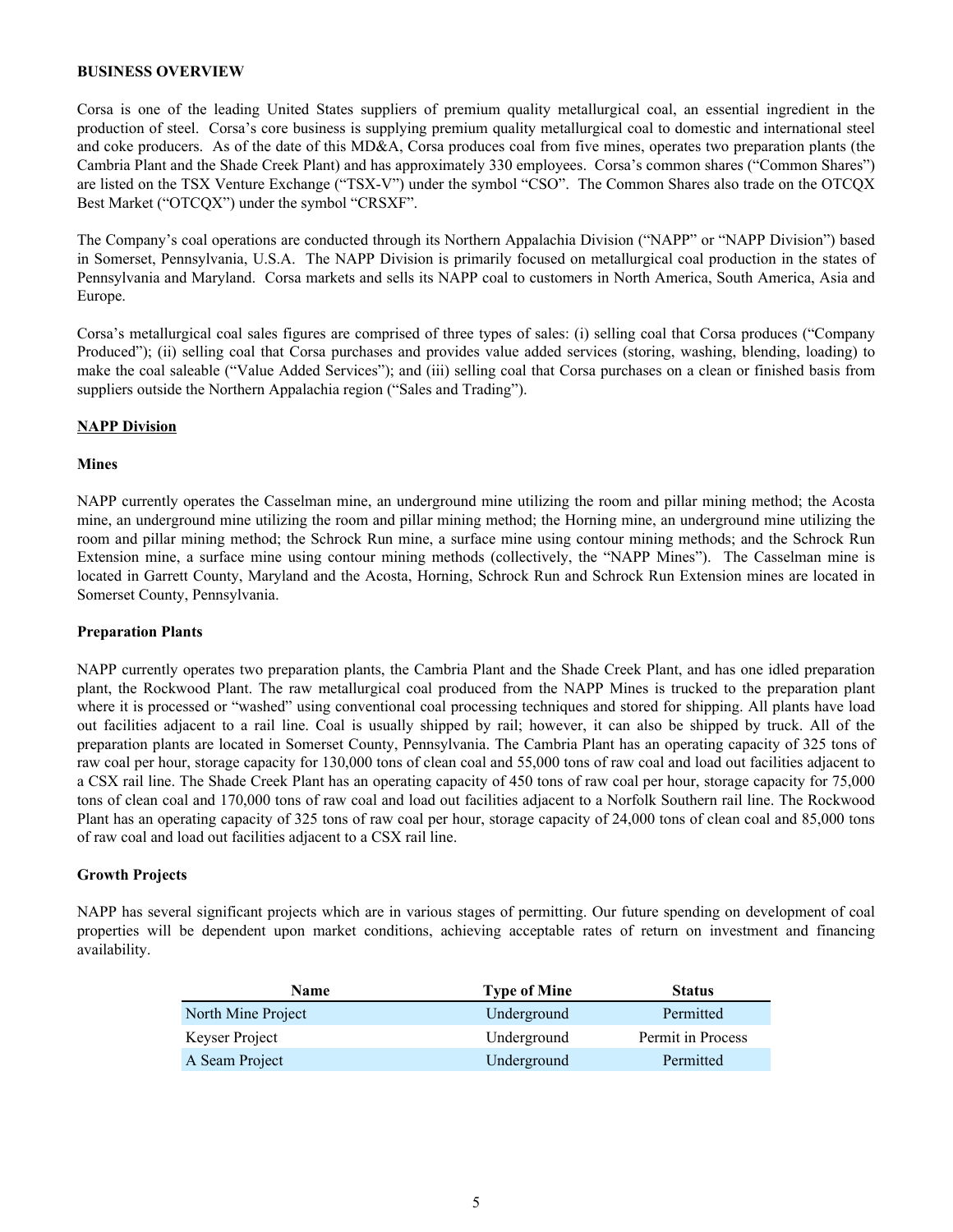**BUSINESS OVERVIEW**

Corsa is one of the leading United States suppliers of premium quality metallurgical coal, an essential ingredient in the production of steel. Corsa's core business is supplying premium quality metallurgical coal to domestic and international steel and coke producers. As of the date of this MD&A, Corsa produces coal from five mines, operates two preparation plants (the Cambria Plant and the Shade Creek Plant) and has approximately 330 employees. Corsa's common shares ("Common Shares") are listed on the TSX Venture Exchange ("TSX-V") under the symbol "CSO". The Common Shares also trade on the OTCQX Best Market ("OTCQX") under the symbol "CRSXF".

The Company's coal operations are conducted through its Northern Appalachia Division ("NAPP" or "NAPP Division") based in Somerset, Pennsylvania, U.S.A. The NAPP Division is primarily focused on metallurgical coal production in the states of Pennsylvania and Maryland. Corsa markets and sells its NAPP coal to customers in North America, South America, Asia and Europe.

Corsa's metallurgical coal sales figures are comprised of three types of sales: (i) selling coal that Corsa produces ("Company Produced"); (ii) selling coal that Corsa purchases and provides value added services (storing, washing, blending, loading) to make the coal saleable ("Value Added Services"); and (iii) selling coal that Corsa purchases on a clean or finished basis from suppliers outside the Northern Appalachia region ("Sales and Trading").

**NAPP Division**

**Mines**

NAPP currently operates the Casselman mine, an underground mine utilizing the room and pillar mining method; the Acosta mine, an underground mine utilizing the room and pillar mining method; the Horning mine, an underground mine utilizing the room and pillar mining method; the Schrock Run mine, a surface mine using contour mining methods; and the Schrock Run Extension mine, a surface mine using contour mining methods (collectively, the "NAPP Mines"). The Casselman mine is located in Garrett County, Maryland and the Acosta, Horning, Schrock Run and Schrock Run Extension mines are located in Somerset County, Pennsylvania.

**Preparation Plants**

NAPP currently operates two preparation plants, the Cambria Plant and the Shade Creek Plant, and has one idled preparation plant, the Rockwood Plant. The raw metallurgical coal produced from the NAPP Mines is trucked to the preparation plant where it is processed or "washed" using conventional coal processing techniques and stored for shipping. All plants have load out facilities adjacent to a rail line. Coal is usually shipped by rail; however, it can also be shipped by truck. All of the preparation plants are located in Somerset County, Pennsylvania. The Cambria Plant has an operating capacity of 325 tons of raw coal per hour, storage capacity for 130,000 tons of clean coal and 55,000 tons of raw coal and load out facilities adjacent to a CSX rail line. The Shade Creek Plant has an operating capacity of 450 tons of raw coal per hour, storage capacity for 75,000 tons of clean coal and 170,000 tons of raw coal and load out facilities adjacent to a Norfolk Southern rail line. The Rockwood Plant has an operating capacity of 325 tons of raw coal per hour, storage capacity of 24,000 tons of clean coal and 85,000 tons of raw coal and load out facilities adjacent to a CSX rail line.

**Growth Projects**

NAPP has several significant projects which are in various stages of permitting. Our future spending on development of coal properties will be dependent upon market conditions, achieving acceptable rates of return on investment and financing availability.

| Name | Type of Mine | Status |
|---|---|---|
| North Mine Project | Underground | Permitted |
| Keyser Project | Underground | Permit in Process |
| A Seam Project | Underground | Permitted |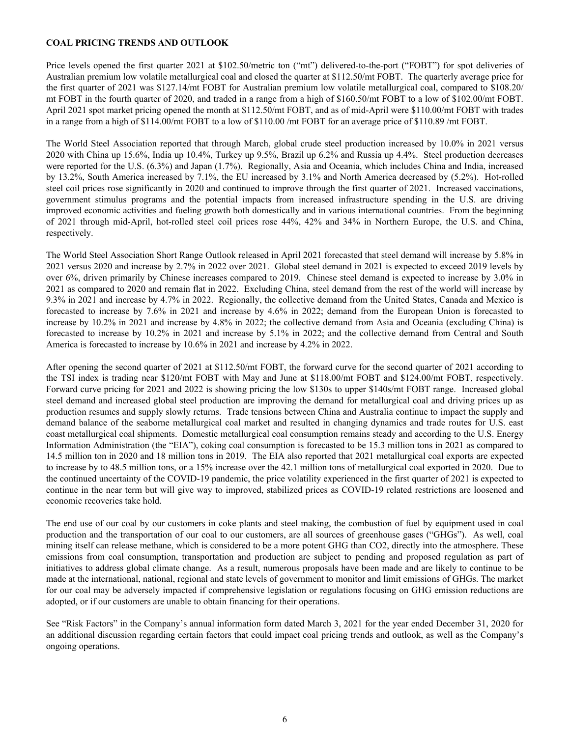**COAL PRICING TRENDS AND OUTLOOK**

Price levels opened the first quarter 2021 at $102.50/metric ton ("mt") delivered-to-the-port ("FOBT") for spot deliveries of Australian premium low volatile metallurgical coal and closed the quarter at $112.50/mt FOBT. The quarterly average price for the first quarter of 2021 was $127.14/mt FOBT for Australian premium low volatile metallurgical coal, compared to $108.20/mt FOBT in the fourth quarter of 2020, and traded in a range from a high of $160.50/mt FOBT to a low of $102.00/mt FOBT. April 2021 spot market pricing opened the month at $112.50/mt FOBT, and as of mid-April were $110.00/mt FOBT with trades in a range from a high of $114.00/mt FOBT to a low of $110.00 /mt FOBT for an average price of $110.89 /mt FOBT.

The World Steel Association reported that through March, global crude steel production increased by 10.0% in 2021 versus 2020 with China up 15.6%, India up 10.4%, Turkey up 9.5%, Brazil up 6.2% and Russia up 4.4%. Steel production decreases were reported for the U.S. (6.3%) and Japan (1.7%). Regionally, Asia and Oceania, which includes China and India, increased by 13.2%, South America increased by 7.1%, the EU increased by 3.1% and North America decreased by (5.2%). Hot-rolled steel coil prices rose significantly in 2020 and continued to improve through the first quarter of 2021. Increased vaccinations, government stimulus programs and the potential impacts from increased infrastructure spending in the U.S. are driving improved economic activities and fueling growth both domestically and in various international countries. From the beginning of 2021 through mid-April, hot-rolled steel coil prices rose 44%, 42% and 34% in Northern Europe, the U.S. and China, respectively.

The World Steel Association Short Range Outlook released in April 2021 forecasted that steel demand will increase by 5.8% in 2021 versus 2020 and increase by 2.7% in 2022 over 2021. Global steel demand in 2021 is expected to exceed 2019 levels by over 6%, driven primarily by Chinese increases compared to 2019. Chinese steel demand is expected to increase by 3.0% in 2021 as compared to 2020 and remain flat in 2022. Excluding China, steel demand from the rest of the world will increase by 9.3% in 2021 and increase by 4.7% in 2022. Regionally, the collective demand from the United States, Canada and Mexico is forecasted to increase by 7.6% in 2021 and increase by 4.6% in 2022; demand from the European Union is forecasted to increase by 10.2% in 2021 and increase by 4.8% in 2022; the collective demand from Asia and Oceania (excluding China) is forecasted to increase by 10.2% in 2021 and increase by 5.1% in 2022; and the collective demand from Central and South America is forecasted to increase by 10.6% in 2021 and increase by 4.2% in 2022.

After opening the second quarter of 2021 at $112.50/mt FOBT, the forward curve for the second quarter of 2021 according to the TSI index is trading near $120/mt FOBT with May and June at $118.00/mt FOBT and $124.00/mt FOBT, respectively. Forward curve pricing for 2021 and 2022 is showing pricing the low $130s to upper $140s/mt FOBT range. Increased global steel demand and increased global steel production are improving the demand for metallurgical coal and driving prices up as production resumes and supply slowly returns. Trade tensions between China and Australia continue to impact the supply and demand balance of the seaborne metallurgical coal market and resulted in changing dynamics and trade routes for U.S. east coast metallurgical coal shipments. Domestic metallurgical coal consumption remains steady and according to the U.S. Energy Information Administration (the "EIA"), coking coal consumption is forecasted to be 15.3 million tons in 2021 as compared to 14.5 million ton in 2020 and 18 million tons in 2019. The EIA also reported that 2021 metallurgical coal exports are expected to increase by to 48.5 million tons, or a 15% increase over the 42.1 million tons of metallurgical coal exported in 2020. Due to the continued uncertainty of the COVID-19 pandemic, the price volatility experienced in the first quarter of 2021 is expected to continue in the near term but will give way to improved, stabilized prices as COVID-19 related restrictions are loosened and economic recoveries take hold.

The end use of our coal by our customers in coke plants and steel making, the combustion of fuel by equipment used in coal production and the transportation of our coal to our customers, are all sources of greenhouse gases ("GHGs"). As well, coal mining itself can release methane, which is considered to be a more potent GHG than CO2, directly into the atmosphere. These emissions from coal consumption, transportation and production are subject to pending and proposed regulation as part of initiatives to address global climate change. As a result, numerous proposals have been made and are likely to continue to be made at the international, national, regional and state levels of government to monitor and limit emissions of GHGs. The market for our coal may be adversely impacted if comprehensive legislation or regulations focusing on GHG emission reductions are adopted, or if our customers are unable to obtain financing for their operations.

See "Risk Factors" in the Company's annual information form dated March 3, 2021 for the year ended December 31, 2020 for an additional discussion regarding certain factors that could impact coal pricing trends and outlook, as well as the Company's ongoing operations.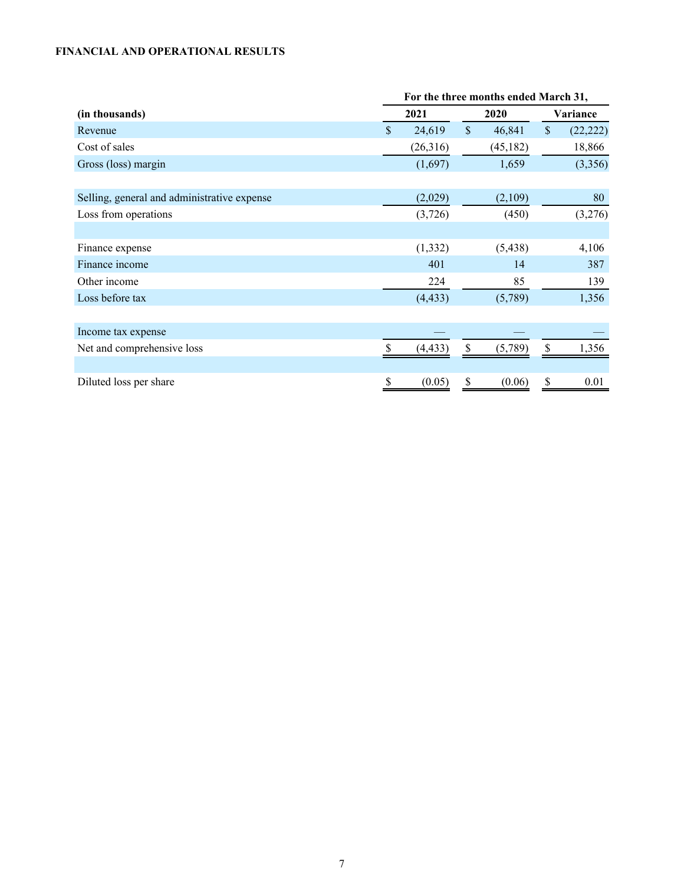**FINANCIAL AND OPERATIONAL RESULTS**

| | For the three months ended March 31, | | |
|---|---|---|---|
| **(in thousands)** | **2021** | **2020** | **Variance** |
| Revenue | $ 24,619 | $ 46,841 | $ (22,222) |
| Cost of sales | (26,316) | (45,182) | 18,866 |
| Gross (loss) margin | (1,697) | 1,659 | (3,356) |
| | | | |
| Selling, general and administrative expense | (2,029) | (2,109) | 80 |
| Loss from operations | (3,726) | (450) | (3,276) |
| | | | |
| Finance expense | (1,332) | (5,438) | 4,106 |
| Finance income | 401 | 14 | 387 |
| Other income | 224 | 85 | 139 |
| Loss before tax | (4,433) | (5,789) | 1,356 |
| | | | |
| Income tax expense | — | — | — |
| Net and comprehensive loss | $ (4,433) | $ (5,789) | $ 1,356 |
| | | | |
| Diluted loss per share | $ (0.05) | $ (0.06) | $ 0.01 |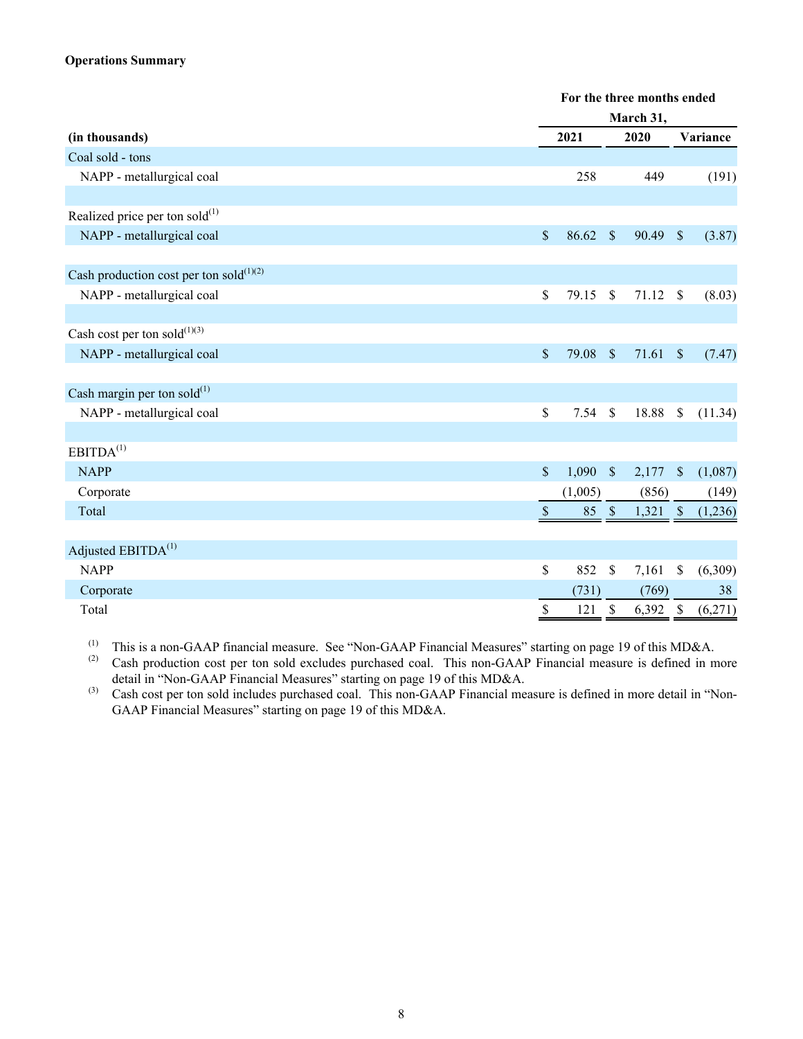**Operations Summary**

| (in thousands) | For the three months ended March 31, 2021 | 2020 | Variance |
|---|---|---|---|
| Coal sold - tons | | | |
| NAPP - metallurgical coal | 258 | 449 | (191) |
| | | | |
| Realized price per ton sold[1] | | | |
| NAPP - metallurgical coal | $ 86.62 | $ 90.49 | $ (3.87) |
| | | | |
| Cash production cost per ton sold[1][2] | | | |
| NAPP - metallurgical coal | $ 79.15 | $ 71.12 | $ (8.03) |
| | | | |
| Cash cost per ton sold[1][3] | | | |
| NAPP - metallurgical coal | $ 79.08 | $ 71.61 | $ (7.47) |
| | | | |
| Cash margin per ton sold[1] | | | |
| NAPP - metallurgical coal | $ 7.54 | $ 18.88 | $ (11.34) |
| | | | |
| EBITDA[1] | | | |
| NAPP | $ 1,090 | $ 2,177 | $ (1,087) |
| Corporate | (1,005) | (856) | (149) |
| Total | $ 85 | $ 1,321 | $ (1,236) |
| | | | |
| Adjusted EBITDA[1] | | | |
| NAPP | $ 852 | $ 7,161 | $ (6,309) |
| Corporate | (731) | (769) | 38 |
| Total | $ 121 | $ 6,392 | $ (6,271) |

(1) This is a non-GAAP financial measure. See "Non-GAAP Financial Measures" starting on page 19 of this MD&A.

(2) Cash production cost per ton sold excludes purchased coal. This non-GAAP Financial measure is defined in more detail in "Non-GAAP Financial Measures" starting on page 19 of this MD&A.

(3) Cash cost per ton sold includes purchased coal. This non-GAAP Financial measure is defined in more detail in "Non-GAAP Financial Measures" starting on page 19 of this MD&A.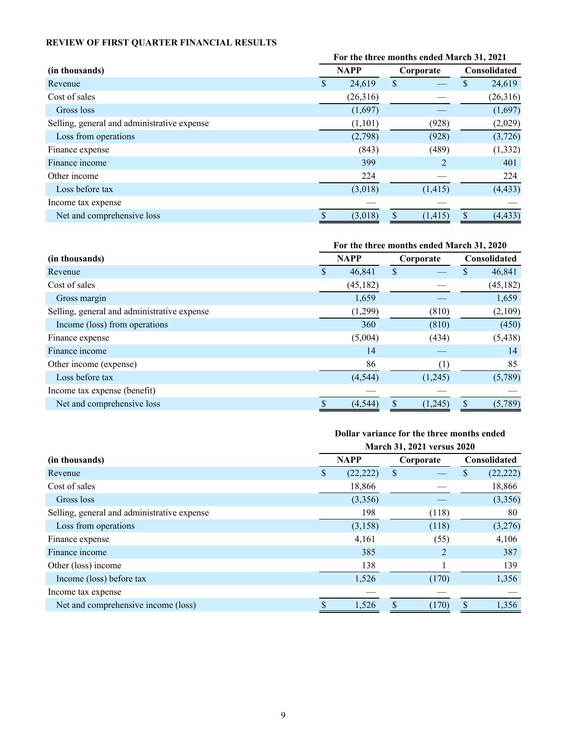**REVIEW OF FIRST QUARTER FINANCIAL RESULTS**

| | For the three months ended March 31, 2021 | | |
|---|---|---|---|
| **(in thousands)** | **NAPP** | **Corporate** | **Consolidated** |
| Revenue | $ 24,619 | $ — | $ 24,619 |
| Cost of sales | (26,316) | — | (26,316) |
| Gross loss | (1,697) | — | (1,697) |
| Selling, general and administrative expense | (1,101) | (928) | (2,029) |
| Loss from operations | (2,798) | (928) | (3,726) |
| Finance expense | (843) | (489) | (1,332) |
| Finance income | 399 | 2 | 401 |
| Other income | 224 | — | 224 |
| Loss before tax | (3,018) | (1,415) | (4,433) |
| Income tax expense | — | — | — |
| Net and comprehensive loss | $ (3,018) | $ (1,415) | $ (4,433) |

| | For the three months ended March 31, 2020 | | |
|---|---|---|---|
| **(in thousands)** | **NAPP** | **Corporate** | **Consolidated** |
| Revenue | $ 46,841 | $ — | $ 46,841 |
| Cost of sales | (45,182) | — | (45,182) |
| Gross margin | 1,659 | — | 1,659 |
| Selling, general and administrative expense | (1,299) | (810) | (2,109) |
| Income (loss) from operations | 360 | (810) | (450) |
| Finance expense | (5,004) | (434) | (5,438) |
| Finance income | 14 | — | 14 |
| Other income (expense) | 86 | (1) | 85 |
| Loss before tax | (4,544) | (1,245) | (5,789) |
| Income tax expense (benefit) | — | — | — |
| Net and comprehensive loss | $ (4,544) | $ (1,245) | $ (5,789) |

| | Dollar variance for the three months ended March 31, 2021 versus 2020 | | |
|---|---|---|---|
| **(in thousands)** | **NAPP** | **Corporate** | **Consolidated** |
| Revenue | $ (22,222) | $ — | $ (22,222) |
| Cost of sales | 18,866 | — | 18,866 |
| Gross loss | (3,356) | — | (3,356) |
| Selling, general and administrative expense | 198 | (118) | 80 |
| Loss from operations | (3,158) | (118) | (3,276) |
| Finance expense | 4,161 | (55) | 4,106 |
| Finance income | 385 | 2 | 387 |
| Other (loss) income | 138 | 1 | 139 |
| Income (loss) before tax | 1,526 | (170) | 1,356 |
| Income tax expense | — | — | — |
| Net and comprehensive income (loss) | $ 1,526 | $ (170) | $ 1,356 |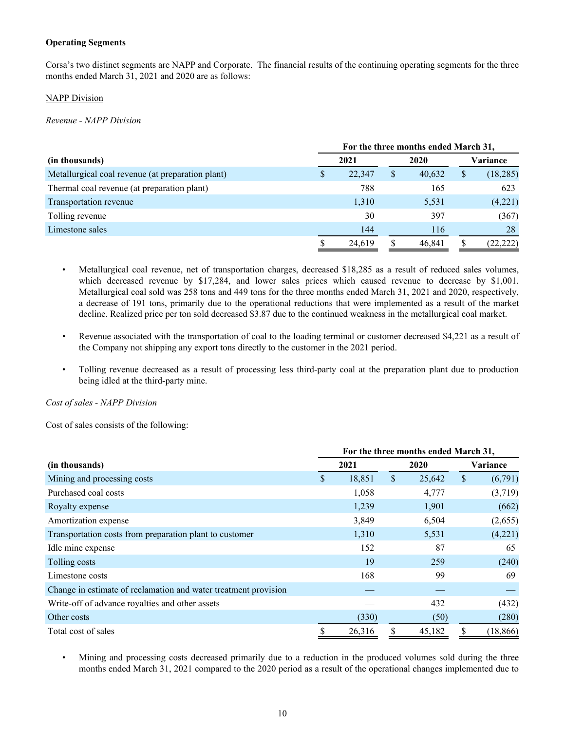**Operating Segments**

Corsa's two distinct segments are NAPP and Corporate. The financial results of the continuing operating segments for the three months ended March 31, 2021 and 2020 are as follows:

NAPP Division

*Revenue - NAPP Division*

| | For the three months ended March 31, | | |
|---|---|---|---|
| **(in thousands)** | **2021** | **2020** | **Variance** |
| Metallurgical coal revenue (at preparation plant) | $ 22,347 | $ 40,632 | $ (18,285) |
| Thermal coal revenue (at preparation plant) | 788 | 165 | 623 |
| Transportation revenue | 1,310 | 5,531 | (4,221) |
| Tolling revenue | 30 | 397 | (367) |
| Limestone sales | 144 | 116 | 28 |
| | $ 24,619 | $ 46,841 | $ (22,222) |

- Metallurgical coal revenue, net of transportation charges, decreased $18,285 as a result of reduced sales volumes, which decreased revenue by $17,284, and lower sales prices which caused revenue to decrease by $1,001. Metallurgical coal sold was 258 tons and 449 tons for the three months ended March 31, 2021 and 2020, respectively, a decrease of 191 tons, primarily due to the operational reductions that were implemented as a result of the market decline. Realized price per ton sold decreased $3.87 due to the continued weakness in the metallurgical coal market.

- Revenue associated with the transportation of coal to the loading terminal or customer decreased $4,221 as a result of the Company not shipping any export tons directly to the customer in the 2021 period.

- Tolling revenue decreased as a result of processing less third-party coal at the preparation plant due to production being idled at the third-party mine.

*Cost of sales - NAPP Division*

Cost of sales consists of the following:

| | For the three months ended March 31, | | |
|---|---|---|---|
| **(in thousands)** | **2021** | **2020** | **Variance** |
| Mining and processing costs | $ 18,851 | $ 25,642 | $ (6,791) |
| Purchased coal costs | 1,058 | 4,777 | (3,719) |
| Royalty expense | 1,239 | 1,901 | (662) |
| Amortization expense | 3,849 | 6,504 | (2,655) |
| Transportation costs from preparation plant to customer | 1,310 | 5,531 | (4,221) |
| Idle mine expense | 152 | 87 | 65 |
| Tolling costs | 19 | 259 | (240) |
| Limestone costs | 168 | 99 | 69 |
| Change in estimate of reclamation and water treatment provision | — | — | — |
| Write-off of advance royalties and other assets | — | 432 | (432) |
| Other costs | (330) | (50) | (280) |
| Total cost of sales | $ 26,316 | $ 45,182 | $ (18,866) |

- Mining and processing costs decreased primarily due to a reduction in the produced volumes sold during the three months ended March 31, 2021 compared to the 2020 period as a result of the operational changes implemented due to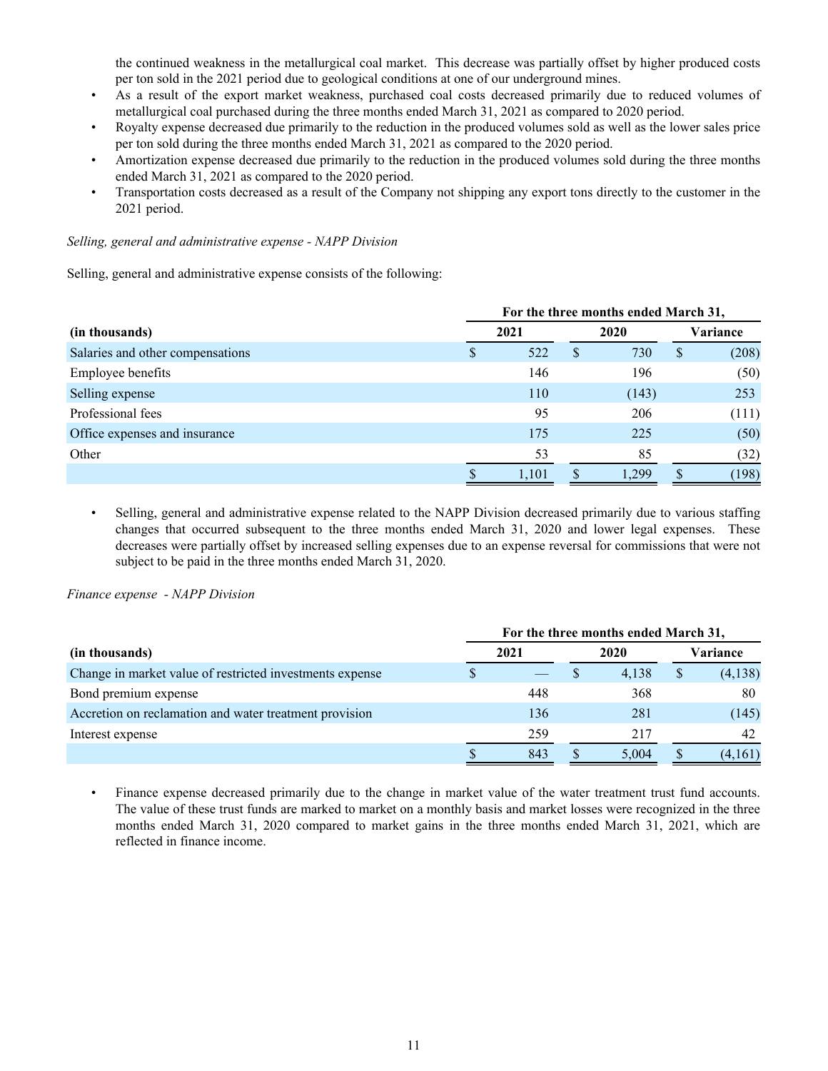the continued weakness in the metallurgical coal market. This decrease was partially offset by higher produced costs per ton sold in the 2021 period due to geological conditions at one of our underground mines.

- As a result of the export market weakness, purchased coal costs decreased primarily due to reduced volumes of metallurgical coal purchased during the three months ended March 31, 2021 as compared to 2020 period.
- Royalty expense decreased due primarily to the reduction in the produced volumes sold as well as the lower sales price per ton sold during the three months ended March 31, 2021 as compared to the 2020 period.
- Amortization expense decreased due primarily to the reduction in the produced volumes sold during the three months ended March 31, 2021 as compared to the 2020 period.
- Transportation costs decreased as a result of the Company not shipping any export tons directly to the customer in the 2021 period.

*Selling, general and administrative expense - NAPP Division*

Selling, general and administrative expense consists of the following:

| | For the three months ended March 31, | | |
|---|---|---|---|
| **(in thousands)** | **2021** | **2020** | **Variance** |
| Salaries and other compensations | $ 522 | $ 730 | $ (208) |
| Employee benefits | 146 | 196 | (50) |
| Selling expense | 110 | (143) | 253 |
| Professional fees | 95 | 206 | (111) |
| Office expenses and insurance | 175 | 225 | (50) |
| Other | 53 | 85 | (32) |
| | $ 1,101 | $ 1,299 | $ (198) |

- Selling, general and administrative expense related to the NAPP Division decreased primarily due to various staffing changes that occurred subsequent to the three months ended March 31, 2020 and lower legal expenses. These decreases were partially offset by increased selling expenses due to an expense reversal for commissions that were not subject to be paid in the three months ended March 31, 2020.

*Finance expense - NAPP Division*

| | For the three months ended March 31, | | |
|---|---|---|---|
| **(in thousands)** | **2021** | **2020** | **Variance** |
| Change in market value of restricted investments expense | $ — | $ 4,138 | $ (4,138) |
| Bond premium expense | 448 | 368 | 80 |
| Accretion on reclamation and water treatment provision | 136 | 281 | (145) |
| Interest expense | 259 | 217 | 42 |
| | $ 843 | $ 5,004 | $ (4,161) |

- Finance expense decreased primarily due to the change in market value of the water treatment trust fund accounts. The value of these trust funds are marked to market on a monthly basis and market losses were recognized in the three months ended March 31, 2020 compared to market gains in the three months ended March 31, 2021, which are reflected in finance income.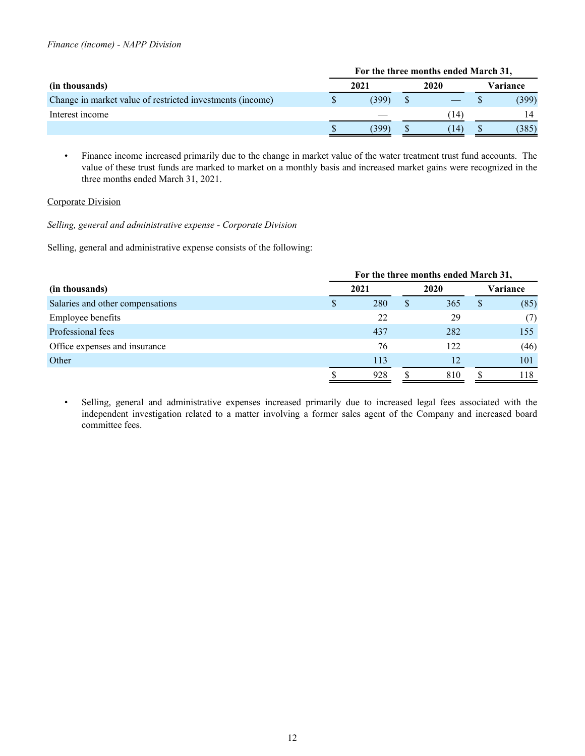*Finance (income) - NAPP Division*

| (in thousands) | For the three months ended March 31, 2021 | 2020 | Variance |
|---|---|---|---|
| Change in market value of restricted investments (income) | $ (399) | $ — | $ (399) |
| Interest income | — | (14) | 14 |
| | $ (399) | $ (14) | $ (385) |

- Finance income increased primarily due to the change in market value of the water treatment trust fund accounts. The value of these trust funds are marked to market on a monthly basis and increased market gains were recognized in the three months ended March 31, 2021.

Corporate Division

*Selling, general and administrative expense - Corporate Division*

Selling, general and administrative expense consists of the following:

| (in thousands) | For the three months ended March 31, 2021 | 2020 | Variance |
|---|---|---|---|
| Salaries and other compensations | $ 280 | $ 365 | $ (85) |
| Employee benefits | 22 | 29 | (7) |
| Professional fees | 437 | 282 | 155 |
| Office expenses and insurance | 76 | 122 | (46) |
| Other | 113 | 12 | 101 |
| | $ 928 | $ 810 | $ 118 |

- Selling, general and administrative expenses increased primarily due to increased legal fees associated with the independent investigation related to a matter involving a former sales agent of the Company and increased board committee fees.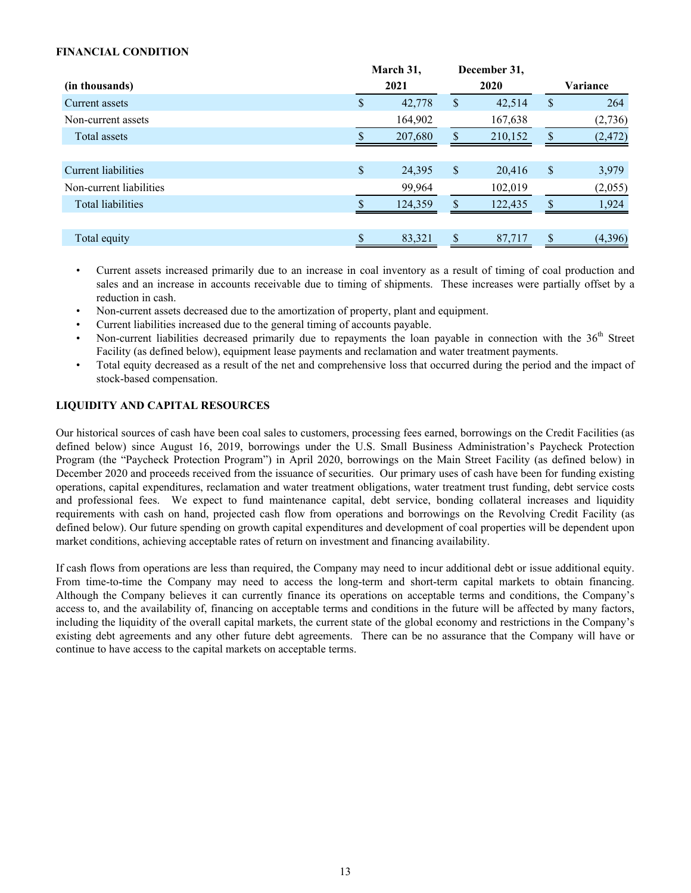**FINANCIAL CONDITION**

| (in thousands) | March 31, 2021 | December 31, 2020 | Variance |
|---|---|---|---|
| Current assets | $ 42,778 | $ 42,514 | $ 264 |
| Non-current assets | 164,902 | 167,638 | (2,736) |
| Total assets | $ 207,680 | $ 210,152 | $ (2,472) |
| | | | |
| Current liabilities | $ 24,395 | $ 20,416 | $ 3,979 |
| Non-current liabilities | 99,964 | 102,019 | (2,055) |
| Total liabilities | $ 124,359 | $ 122,435 | $ 1,924 |
| | | | |
| Total equity | $ 83,321 | $ 87,717 | $ (4,396) |

- Current assets increased primarily due to an increase in coal inventory as a result of timing of coal production and sales and an increase in accounts receivable due to timing of shipments. These increases were partially offset by a reduction in cash.
- Non-current assets decreased due to the amortization of property, plant and equipment.
- Current liabilities increased due to the general timing of accounts payable.
- Non-current liabilities decreased primarily due to repayments the loan payable in connection with the 36th Street Facility (as defined below), equipment lease payments and reclamation and water treatment payments.
- Total equity decreased as a result of the net and comprehensive loss that occurred during the period and the impact of stock-based compensation.

**LIQUIDITY AND CAPITAL RESOURCES**

Our historical sources of cash have been coal sales to customers, processing fees earned, borrowings on the Credit Facilities (as defined below) since August 16, 2019, borrowings under the U.S. Small Business Administration's Paycheck Protection Program (the "Paycheck Protection Program") in April 2020, borrowings on the Main Street Facility (as defined below) in December 2020 and proceeds received from the issuance of securities. Our primary uses of cash have been for funding existing operations, capital expenditures, reclamation and water treatment obligations, water treatment trust funding, debt service costs and professional fees. We expect to fund maintenance capital, debt service, bonding collateral increases and liquidity requirements with cash on hand, projected cash flow from operations and borrowings on the Revolving Credit Facility (as defined below). Our future spending on growth capital expenditures and development of coal properties will be dependent upon market conditions, achieving acceptable rates of return on investment and financing availability.

If cash flows from operations are less than required, the Company may need to incur additional debt or issue additional equity. From time-to-time the Company may need to access the long-term and short-term capital markets to obtain financing. Although the Company believes it can currently finance its operations on acceptable terms and conditions, the Company's access to, and the availability of, financing on acceptable terms and conditions in the future will be affected by many factors, including the liquidity of the overall capital markets, the current state of the global economy and restrictions in the Company's existing debt agreements and any other future debt agreements. There can be no assurance that the Company will have or continue to have access to the capital markets on acceptable terms.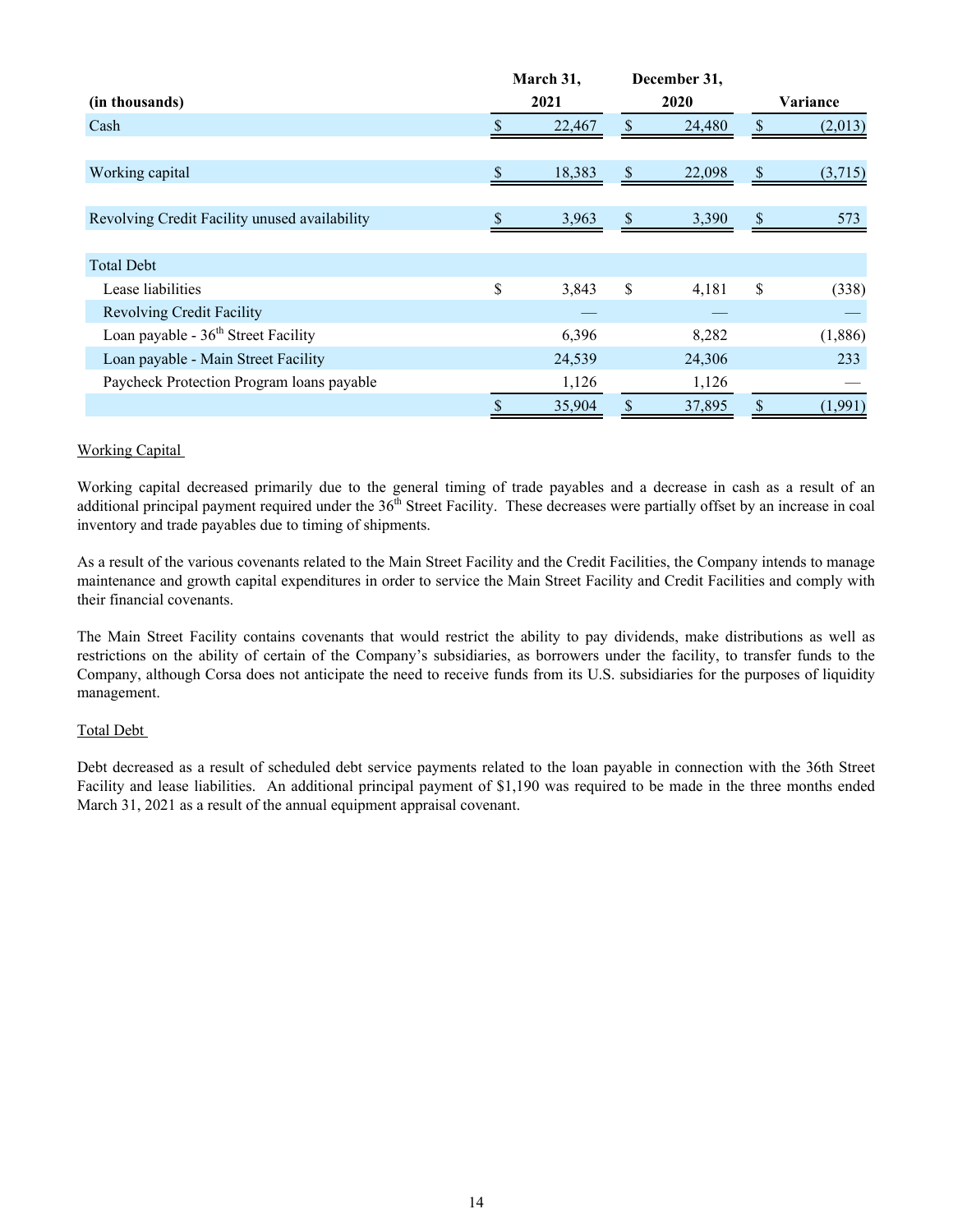| (in thousands) | March 31, 2021 | December 31, 2020 | Variance |
|---|---|---|---|
| Cash | $ 22,467 | $ 24,480 | $ (2,013) |
| | | | |
| Working capital | $ 18,383 | $ 22,098 | $ (3,715) |
| | | | |
| Revolving Credit Facility unused availability | $ 3,963 | $ 3,390 | $ 573 |
| | | | |
| Total Debt | | | |
| Lease liabilities | $ 3,843 | $ 4,181 | $ (338) |
| Revolving Credit Facility | — | — | — |
| Loan payable - 36th Street Facility | 6,396 | 8,282 | (1,886) |
| Loan payable - Main Street Facility | 24,539 | 24,306 | 233 |
| Paycheck Protection Program loans payable | 1,126 | 1,126 | — |
| | $ 35,904 | $ 37,895 | $ (1,991) |

Working Capital

Working capital decreased primarily due to the general timing of trade payables and a decrease in cash as a result of an additional principal payment required under the 36th Street Facility. These decreases were partially offset by an increase in coal inventory and trade payables due to timing of shipments.

As a result of the various covenants related to the Main Street Facility and the Credit Facilities, the Company intends to manage maintenance and growth capital expenditures in order to service the Main Street Facility and Credit Facilities and comply with their financial covenants.

The Main Street Facility contains covenants that would restrict the ability to pay dividends, make distributions as well as restrictions on the ability of certain of the Company's subsidiaries, as borrowers under the facility, to transfer funds to the Company, although Corsa does not anticipate the need to receive funds from its U.S. subsidiaries for the purposes of liquidity management.

Total Debt

Debt decreased as a result of scheduled debt service payments related to the loan payable in connection with the 36th Street Facility and lease liabilities. An additional principal payment of $1,190 was required to be made in the three months ended March 31, 2021 as a result of the annual equipment appraisal covenant.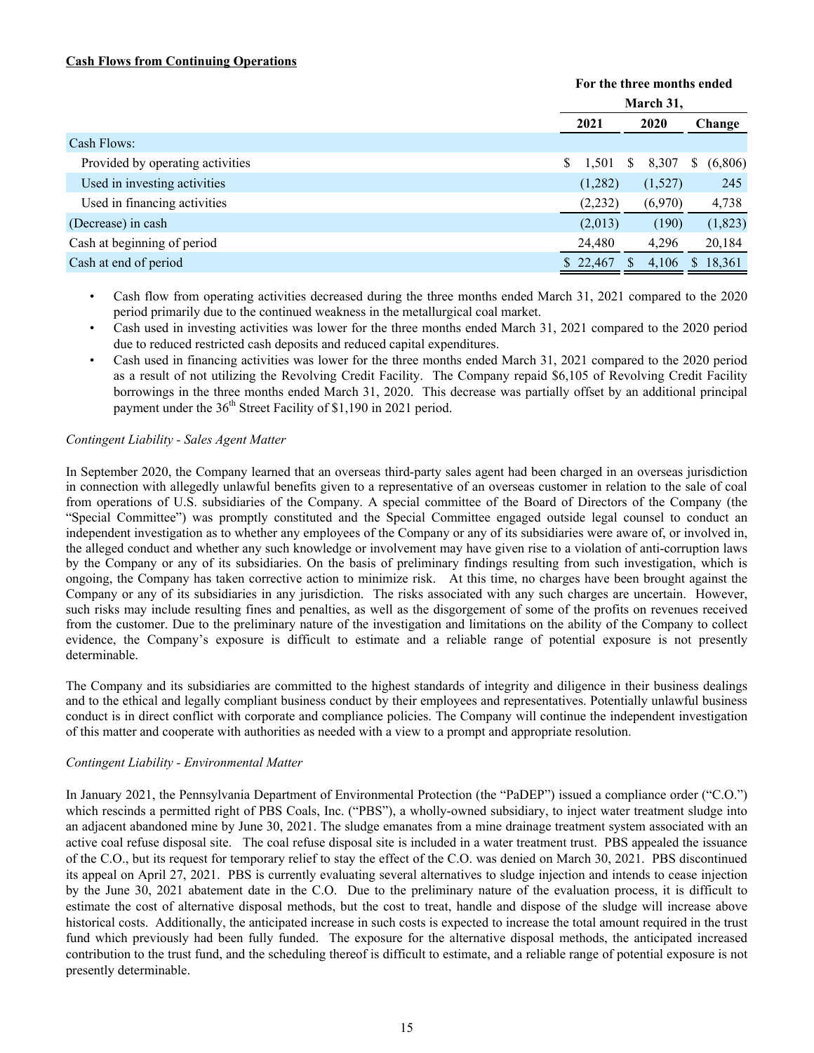**Cash Flows from Continuing Operations**

| | For the three months ended March 31, | | |
|---|---|---|---|
| | 2021 | 2020 | Change |
| Cash Flows: | | | |
| Provided by operating activities | $ 1,501 | $ 8,307 | $ (6,806) |
| Used in investing activities | (1,282) | (1,527) | 245 |
| Used in financing activities | (2,232) | (6,970) | 4,738 |
| (Decrease) in cash | (2,013) | (190) | (1,823) |
| Cash at beginning of period | 24,480 | 4,296 | 20,184 |
| Cash at end of period | $ 22,467 | $ 4,106 | $ 18,361 |

- Cash flow from operating activities decreased during the three months ended March 31, 2021 compared to the 2020 period primarily due to the continued weakness in the metallurgical coal market.
- Cash used in investing activities was lower for the three months ended March 31, 2021 compared to the 2020 period due to reduced restricted cash deposits and reduced capital expenditures.
- Cash used in financing activities was lower for the three months ended March 31, 2021 compared to the 2020 period as a result of not utilizing the Revolving Credit Facility. The Company repaid $6,105 of Revolving Credit Facility borrowings in the three months ended March 31, 2020. This decrease was partially offset by an additional principal payment under the 36th Street Facility of $1,190 in 2021 period.

*Contingent Liability - Sales Agent Matter*

In September 2020, the Company learned that an overseas third-party sales agent had been charged in an overseas jurisdiction in connection with allegedly unlawful benefits given to a representative of an overseas customer in relation to the sale of coal from operations of U.S. subsidiaries of the Company. A special committee of the Board of Directors of the Company (the "Special Committee") was promptly constituted and the Special Committee engaged outside legal counsel to conduct an independent investigation as to whether any employees of the Company or any of its subsidiaries were aware of, or involved in, the alleged conduct and whether any such knowledge or involvement may have given rise to a violation of anti-corruption laws by the Company or any of its subsidiaries. On the basis of preliminary findings resulting from such investigation, which is ongoing, the Company has taken corrective action to minimize risk. At this time, no charges have been brought against the Company or any of its subsidiaries in any jurisdiction. The risks associated with any such charges are uncertain. However, such risks may include resulting fines and penalties, as well as the disgorgement of some of the profits on revenues received from the customer. Due to the preliminary nature of the investigation and limitations on the ability of the Company to collect evidence, the Company's exposure is difficult to estimate and a reliable range of potential exposure is not presently determinable.

The Company and its subsidiaries are committed to the highest standards of integrity and diligence in their business dealings and to the ethical and legally compliant business conduct by their employees and representatives. Potentially unlawful business conduct is in direct conflict with corporate and compliance policies. The Company will continue the independent investigation of this matter and cooperate with authorities as needed with a view to a prompt and appropriate resolution.

*Contingent Liability - Environmental Matter*

In January 2021, the Pennsylvania Department of Environmental Protection (the "PaDEP") issued a compliance order ("C.O.") which rescinds a permitted right of PBS Coals, Inc. ("PBS"), a wholly-owned subsidiary, to inject water treatment sludge into an adjacent abandoned mine by June 30, 2021. The sludge emanates from a mine drainage treatment system associated with an active coal refuse disposal site. The coal refuse disposal site is included in a water treatment trust. PBS appealed the issuance of the C.O., but its request for temporary relief to stay the effect of the C.O. was denied on March 30, 2021. PBS discontinued its appeal on April 27, 2021. PBS is currently evaluating several alternatives to sludge injection and intends to cease injection by the June 30, 2021 abatement date in the C.O. Due to the preliminary nature of the evaluation process, it is difficult to estimate the cost of alternative disposal methods, but the cost to treat, handle and dispose of the sludge will increase above historical costs. Additionally, the anticipated increase in such costs is expected to increase the total amount required in the trust fund which previously had been fully funded. The exposure for the alternative disposal methods, the anticipated increased contribution to the trust fund, and the scheduling thereof is difficult to estimate, and a reliable range of potential exposure is not presently determinable.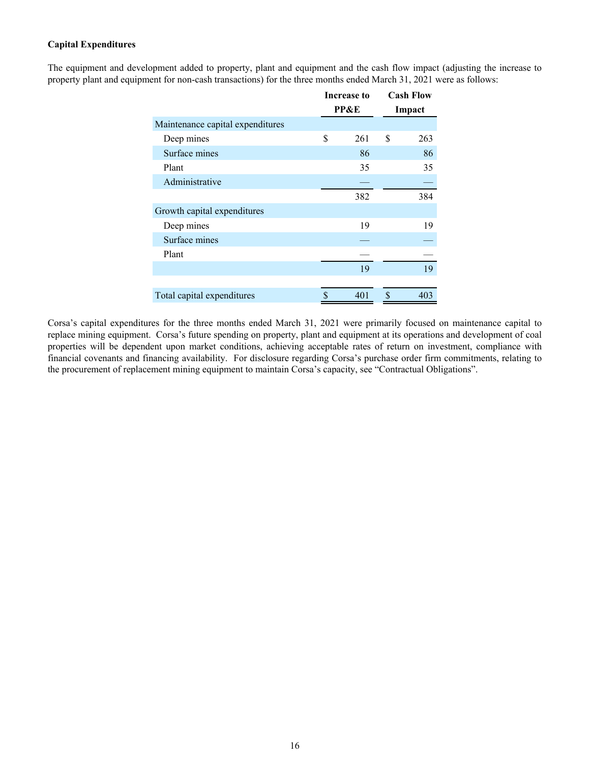**Capital Expenditures**

The equipment and development added to property, plant and equipment and the cash flow impact (adjusting the increase to property plant and equipment for non-cash transactions) for the three months ended March 31, 2021 were as follows:

| | Increase to PP&E | Cash Flow Impact |
|---|---|---|
| Maintenance capital expenditures | | |
| Deep mines | $ 261 | $ 263 |
| Surface mines | 86 | 86 |
| Plant | 35 | 35 |
| Administrative | — | — |
| | 382 | 384 |
| Growth capital expenditures | | |
| Deep mines | 19 | 19 |
| Surface mines | — | — |
| Plant | — | — |
| | 19 | 19 |
| Total capital expenditures | $ 401 | $ 403 |

Corsa's capital expenditures for the three months ended March 31, 2021 were primarily focused on maintenance capital to replace mining equipment. Corsa's future spending on property, plant and equipment at its operations and development of coal properties will be dependent upon market conditions, achieving acceptable rates of return on investment, compliance with financial covenants and financing availability. For disclosure regarding Corsa's purchase order firm commitments, relating to the procurement of replacement mining equipment to maintain Corsa's capacity, see "Contractual Obligations".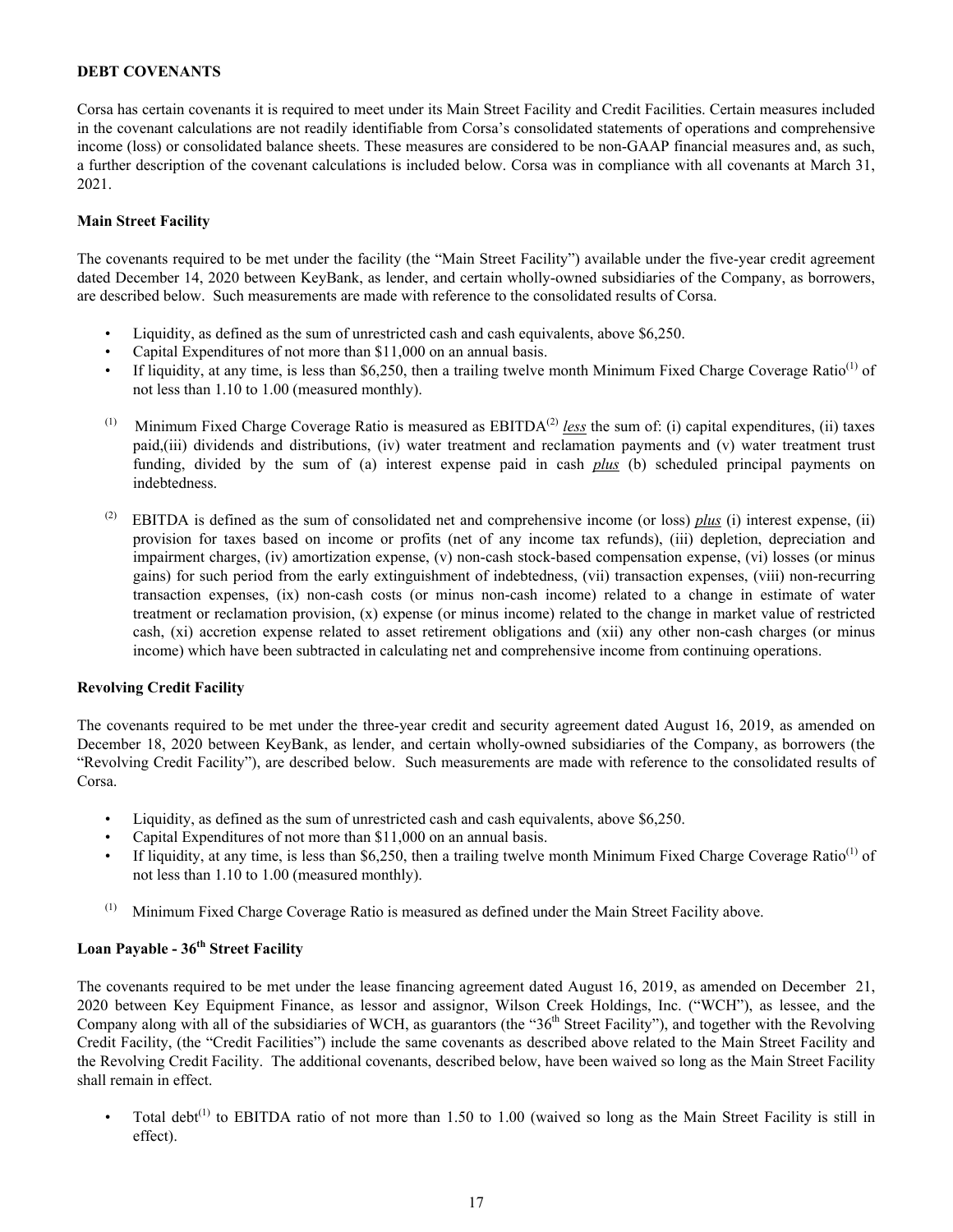**DEBT COVENANTS**

Corsa has certain covenants it is required to meet under its Main Street Facility and Credit Facilities. Certain measures included in the covenant calculations are not readily identifiable from Corsa's consolidated statements of operations and comprehensive income (loss) or consolidated balance sheets. These measures are considered to be non-GAAP financial measures and, as such, a further description of the covenant calculations is included below. Corsa was in compliance with all covenants at March 31, 2021.

**Main Street Facility**

The covenants required to be met under the facility (the "Main Street Facility") available under the five-year credit agreement dated December 14, 2020 between KeyBank, as lender, and certain wholly-owned subsidiaries of the Company, as borrowers, are described below. Such measurements are made with reference to the consolidated results of Corsa.

- Liquidity, as defined as the sum of unrestricted cash and cash equivalents, above $6,250.
- Capital Expenditures of not more than $11,000 on an annual basis.
- If liquidity, at any time, is less than $6,250, then a trailing twelve month Minimum Fixed Charge Coverage Ratio[(1)] of not less than 1.10 to 1.00 (measured monthly).

[(1)] Minimum Fixed Charge Coverage Ratio is measured as EBITDA[(2)] *less* the sum of: (i) capital expenditures, (ii) taxes paid,(iii) dividends and distributions, (iv) water treatment and reclamation payments and (v) water treatment trust funding, divided by the sum of (a) interest expense paid in cash *plus* (b) scheduled principal payments on indebtedness.

[(2)] EBITDA is defined as the sum of consolidated net and comprehensive income (or loss) *plus* (i) interest expense, (ii) provision for taxes based on income or profits (net of any income tax refunds), (iii) depletion, depreciation and impairment charges, (iv) amortization expense, (v) non-cash stock-based compensation expense, (vi) losses (or minus gains) for such period from the early extinguishment of indebtedness, (vii) transaction expenses, (viii) non-recurring transaction expenses, (ix) non-cash costs (or minus non-cash income) related to a change in estimate of water treatment or reclamation provision, (x) expense (or minus income) related to the change in market value of restricted cash, (xi) accretion expense related to asset retirement obligations and (xii) any other non-cash charges (or minus income) which have been subtracted in calculating net and comprehensive income from continuing operations.

**Revolving Credit Facility**

The covenants required to be met under the three-year credit and security agreement dated August 16, 2019, as amended on December 18, 2020 between KeyBank, as lender, and certain wholly-owned subsidiaries of the Company, as borrowers (the "Revolving Credit Facility"), are described below. Such measurements are made with reference to the consolidated results of Corsa.

- Liquidity, as defined as the sum of unrestricted cash and cash equivalents, above $6,250.
- Capital Expenditures of not more than $11,000 on an annual basis.
- If liquidity, at any time, is less than $6,250, then a trailing twelve month Minimum Fixed Charge Coverage Ratio[(1)] of not less than 1.10 to 1.00 (measured monthly).

[(1)] Minimum Fixed Charge Coverage Ratio is measured as defined under the Main Street Facility above.

**Loan Payable - 36th Street Facility**

The covenants required to be met under the lease financing agreement dated August 16, 2019, as amended on December 21, 2020 between Key Equipment Finance, as lessor and assignor, Wilson Creek Holdings, Inc. ("WCH"), as lessee, and the Company along with all of the subsidiaries of WCH, as guarantors (the "36th Street Facility"), and together with the Revolving Credit Facility, (the "Credit Facilities") include the same covenants as described above related to the Main Street Facility and the Revolving Credit Facility. The additional covenants, described below, have been waived so long as the Main Street Facility shall remain in effect.

- Total debt[(1)] to EBITDA ratio of not more than 1.50 to 1.00 (waived so long as the Main Street Facility is still in effect).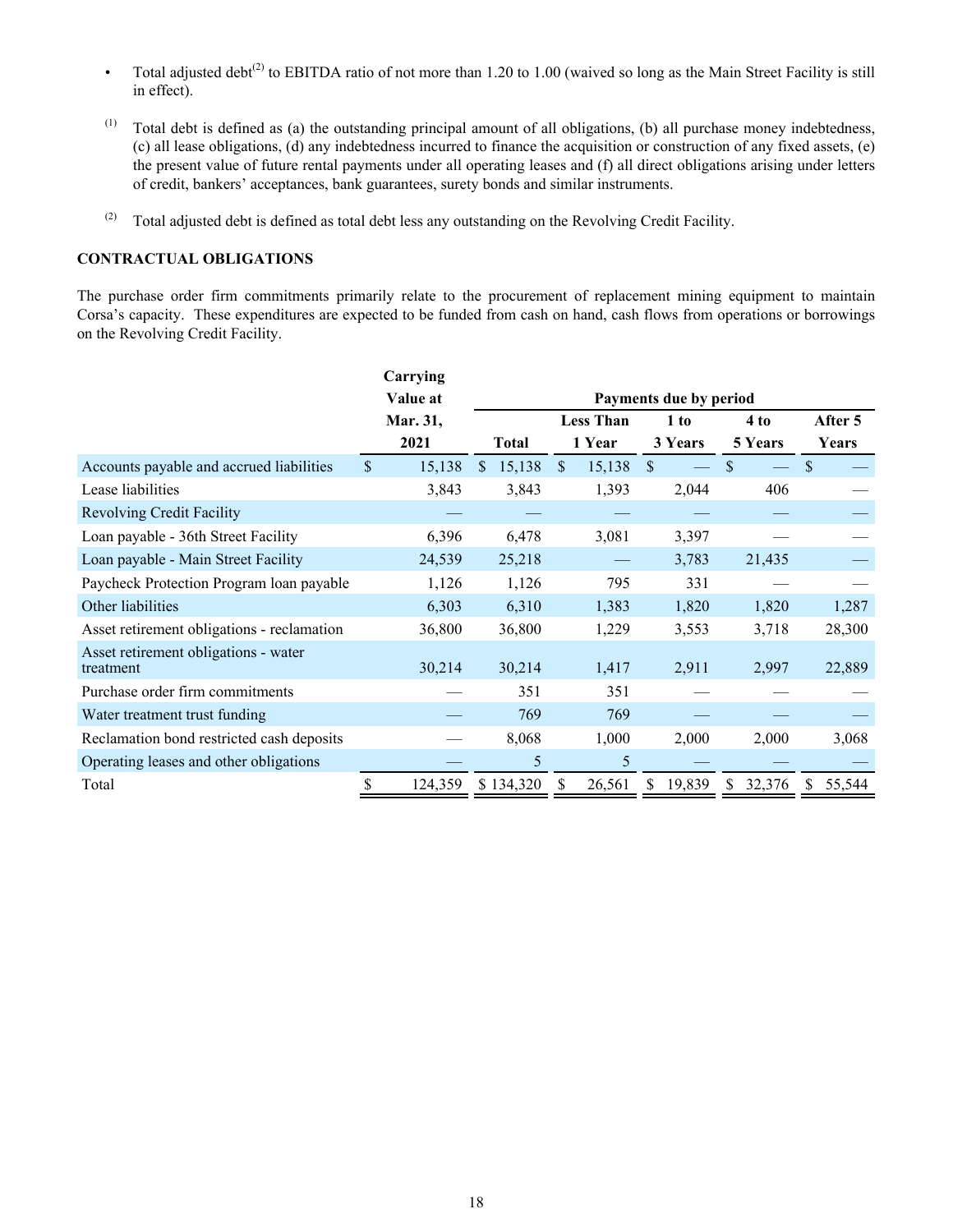- Total adjusted debt[2] to EBITDA ratio of not more than 1.20 to 1.00 (waived so long as the Main Street Facility is still in effect).

[1] Total debt is defined as (a) the outstanding principal amount of all obligations, (b) all purchase money indebtedness, (c) all lease obligations, (d) any indebtedness incurred to finance the acquisition or construction of any fixed assets, (e) the present value of future rental payments under all operating leases and (f) all direct obligations arising under letters of credit, bankers' acceptances, bank guarantees, surety bonds and similar instruments.

[2] Total adjusted debt is defined as total debt less any outstanding on the Revolving Credit Facility.

**CONTRACTUAL OBLIGATIONS**

The purchase order firm commitments primarily relate to the procurement of replacement mining equipment to maintain Corsa's capacity. These expenditures are expected to be funded from cash on hand, cash flows from operations or borrowings on the Revolving Credit Facility.

| | Carrying Value at Mar. 31, 2021 | Payments due by period | | | | |
|---|---|---|---|---|---|---|
| | | Total | Less Than 1 Year | 1 to 3 Years | 4 to 5 Years | After 5 Years |
| Accounts payable and accrued liabilities | $ 15,138 | $ 15,138 | $ 15,138 | $ — | $ — | $ — |
| Lease liabilities | 3,843 | 3,843 | 1,393 | 2,044 | 406 | — |
| Revolving Credit Facility | — | — | — | — | — | — |
| Loan payable - 36th Street Facility | 6,396 | 6,478 | 3,081 | 3,397 | — | — |
| Loan payable - Main Street Facility | 24,539 | 25,218 | — | 3,783 | 21,435 | — |
| Paycheck Protection Program loan payable | 1,126 | 1,126 | 795 | 331 | — | — |
| Other liabilities | 6,303 | 6,310 | 1,383 | 1,820 | 1,820 | 1,287 |
| Asset retirement obligations - reclamation | 36,800 | 36,800 | 1,229 | 3,553 | 3,718 | 28,300 |
| Asset retirement obligations - water treatment | 30,214 | 30,214 | 1,417 | 2,911 | 2,997 | 22,889 |
| Purchase order firm commitments | — | 351 | 351 | — | — | — |
| Water treatment trust funding | — | 769 | 769 | — | — | — |
| Reclamation bond restricted cash deposits | — | 8,068 | 1,000 | 2,000 | 2,000 | 3,068 |
| Operating leases and other obligations | — | 5 | 5 | — | — | — |
| Total | $ 124,359 | $ 134,320 | $ 26,561 | $ 19,839 | $ 32,376 | $ 55,544 |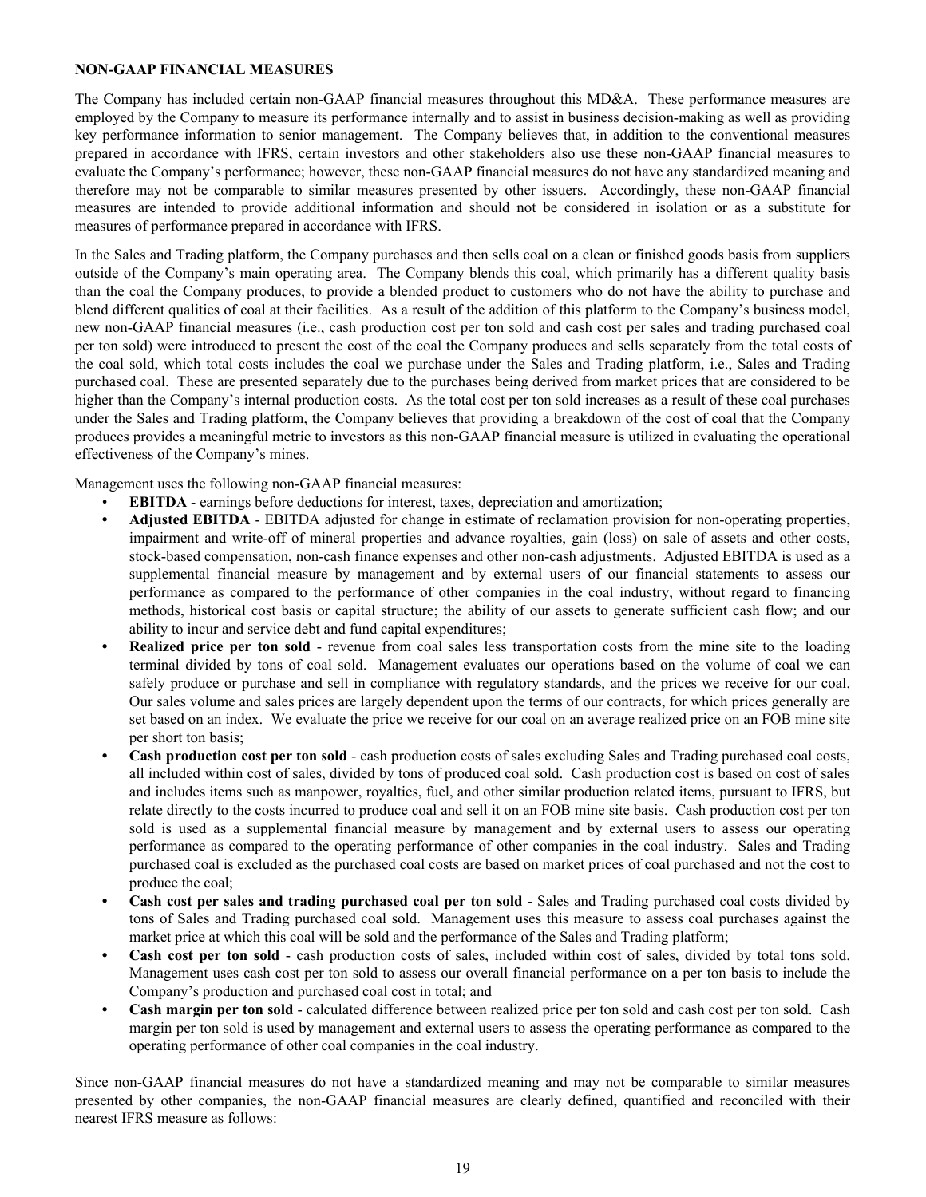**NON-GAAP FINANCIAL MEASURES**

The Company has included certain non-GAAP financial measures throughout this MD&A. These performance measures are employed by the Company to measure its performance internally and to assist in business decision-making as well as providing key performance information to senior management. The Company believes that, in addition to the conventional measures prepared in accordance with IFRS, certain investors and other stakeholders also use these non-GAAP financial measures to evaluate the Company's performance; however, these non-GAAP financial measures do not have any standardized meaning and therefore may not be comparable to similar measures presented by other issuers. Accordingly, these non-GAAP financial measures are intended to provide additional information and should not be considered in isolation or as a substitute for measures of performance prepared in accordance with IFRS.

In the Sales and Trading platform, the Company purchases and then sells coal on a clean or finished goods basis from suppliers outside of the Company's main operating area. The Company blends this coal, which primarily has a different quality basis than the coal the Company produces, to provide a blended product to customers who do not have the ability to purchase and blend different qualities of coal at their facilities. As a result of the addition of this platform to the Company's business model, new non-GAAP financial measures (i.e., cash production cost per ton sold and cash cost per sales and trading purchased coal per ton sold) were introduced to present the cost of the coal the Company produces and sells separately from the total costs of the coal sold, which total costs includes the coal we purchase under the Sales and Trading platform, i.e., Sales and Trading purchased coal. These are presented separately due to the purchases being derived from market prices that are considered to be higher than the Company's internal production costs. As the total cost per ton sold increases as a result of these coal purchases under the Sales and Trading platform, the Company believes that providing a breakdown of the cost of coal that the Company produces provides a meaningful metric to investors as this non-GAAP financial measure is utilized in evaluating the operational effectiveness of the Company's mines.

Management uses the following non-GAAP financial measures:

- **EBITDA** - earnings before deductions for interest, taxes, depreciation and amortization;
- **Adjusted EBITDA** - EBITDA adjusted for change in estimate of reclamation provision for non-operating properties, impairment and write-off of mineral properties and advance royalties, gain (loss) on sale of assets and other costs, stock-based compensation, non-cash finance expenses and other non-cash adjustments. Adjusted EBITDA is used as a supplemental financial measure by management and by external users of our financial statements to assess our performance as compared to the performance of other companies in the coal industry, without regard to financing methods, historical cost basis or capital structure; the ability of our assets to generate sufficient cash flow; and our ability to incur and service debt and fund capital expenditures;
- **Realized price per ton sold** - revenue from coal sales less transportation costs from the mine site to the loading terminal divided by tons of coal sold. Management evaluates our operations based on the volume of coal we can safely produce or purchase and sell in compliance with regulatory standards, and the prices we receive for our coal. Our sales volume and sales prices are largely dependent upon the terms of our contracts, for which prices generally are set based on an index. We evaluate the price we receive for our coal on an average realized price on an FOB mine site per short ton basis;
- **Cash production cost per ton sold** - cash production costs of sales excluding Sales and Trading purchased coal costs, all included within cost of sales, divided by tons of produced coal sold. Cash production cost is based on cost of sales and includes items such as manpower, royalties, fuel, and other similar production related items, pursuant to IFRS, but relate directly to the costs incurred to produce coal and sell it on an FOB mine site basis. Cash production cost per ton sold is used as a supplemental financial measure by management and by external users to assess our operating performance as compared to the operating performance of other companies in the coal industry. Sales and Trading purchased coal is excluded as the purchased coal costs are based on market prices of coal purchased and not the cost to produce the coal;
- **Cash cost per sales and trading purchased coal per ton sold** - Sales and Trading purchased coal costs divided by tons of Sales and Trading purchased coal sold. Management uses this measure to assess coal purchases against the market price at which this coal will be sold and the performance of the Sales and Trading platform;
- **Cash cost per ton sold** - cash production costs of sales, included within cost of sales, divided by total tons sold. Management uses cash cost per ton sold to assess our overall financial performance on a per ton basis to include the Company's production and purchased coal cost in total; and
- **Cash margin per ton sold** - calculated difference between realized price per ton sold and cash cost per ton sold. Cash margin per ton sold is used by management and external users to assess the operating performance as compared to the operating performance of other coal companies in the coal industry.

Since non-GAAP financial measures do not have a standardized meaning and may not be comparable to similar measures presented by other companies, the non-GAAP financial measures are clearly defined, quantified and reconciled with their nearest IFRS measure as follows: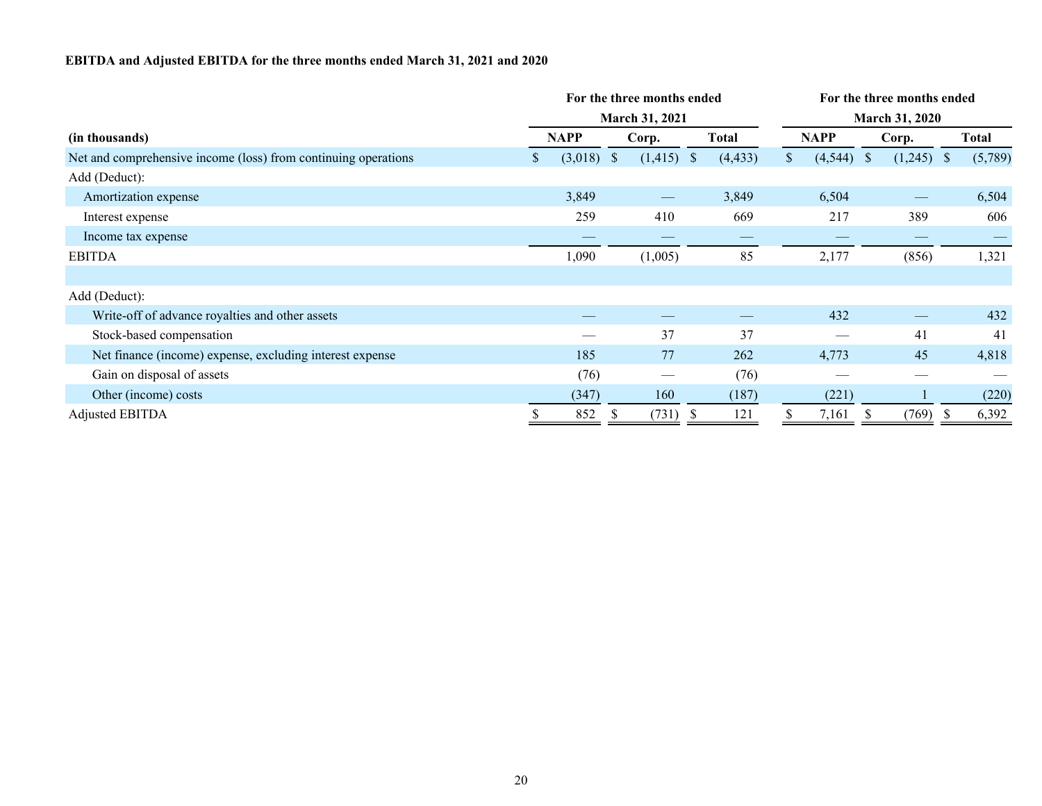**EBITDA and Adjusted EBITDA for the three months ended March 31, 2021 and 2020**

| (in thousands) | For the three months ended March 31, 2021 | | | For the three months ended March 31, 2020 | | |
|---|---|---|---|---|---|---|
| | NAPP | Corp. | Total | NAPP | Corp. | Total |
| Net and comprehensive income (loss) from continuing operations | $ (3,018) | $ (1,415) | $ (4,433) | $ (4,544) | $ (1,245) | $ (5,789) |
| Add (Deduct): | | | | | | |
| Amortization expense | 3,849 | — | 3,849 | 6,504 | — | 6,504 |
| Interest expense | 259 | 410 | 669 | 217 | 389 | 606 |
| Income tax expense | — | — | — | — | — | — |
| EBITDA | 1,090 | (1,005) | 85 | 2,177 | (856) | 1,321 |
| | | | | | | |
| Add (Deduct): | | | | | | |
| Write-off of advance royalties and other assets | — | — | — | 432 | — | 432 |
| Stock-based compensation | — | 37 | 37 | — | 41 | 41 |
| Net finance (income) expense, excluding interest expense | 185 | 77 | 262 | 4,773 | 45 | 4,818 |
| Gain on disposal of assets | (76) | — | (76) | — | — | — |
| Other (income) costs | (347) | 160 | (187) | (221) | 1 | (220) |
| Adjusted EBITDA | $ 852 | $ (731) | $ 121 | $ 7,161 | $ (769) | $ 6,392 |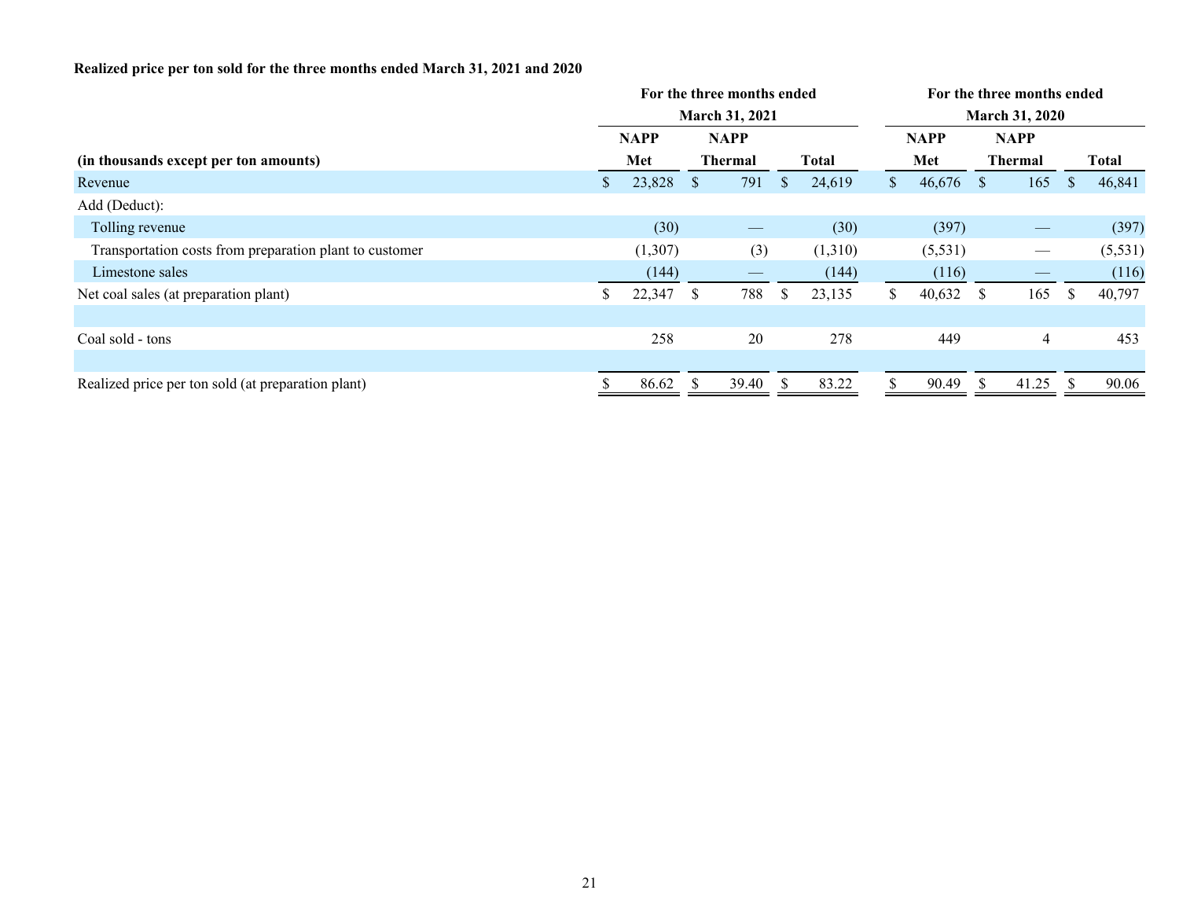**Realized price per ton sold for the three months ended March 31, 2021 and 2020**

| | For the three months ended March 31, 2021 | | | For the three months ended March 31, 2020 | | |
|---|---|---|---|---|---|---|
| (in thousands except per ton amounts) | NAPP Met | NAPP Thermal | Total | NAPP Met | NAPP Thermal | Total |
| Revenue | $ 23,828 | $ 791 | $ 24,619 | $ 46,676 | $ 165 | $ 46,841 |
| Add (Deduct): | | | | | | |
| Tolling revenue | (30) | — | (30) | (397) | — | (397) |
| Transportation costs from preparation plant to customer | (1,307) | (3) | (1,310) | (5,531) | — | (5,531) |
| Limestone sales | (144) | — | (144) | (116) | — | (116) |
| Net coal sales (at preparation plant) | $ 22,347 | $ 788 | $ 23,135 | $ 40,632 | $ 165 | $ 40,797 |
| | | | | | | |
| Coal sold - tons | 258 | 20 | 278 | 449 | 4 | 453 |
| | | | | | | |
| Realized price per ton sold (at preparation plant) | $ 86.62 | $ 39.40 | $ 83.22 | $ 90.49 | $ 41.25 | $ 90.06 |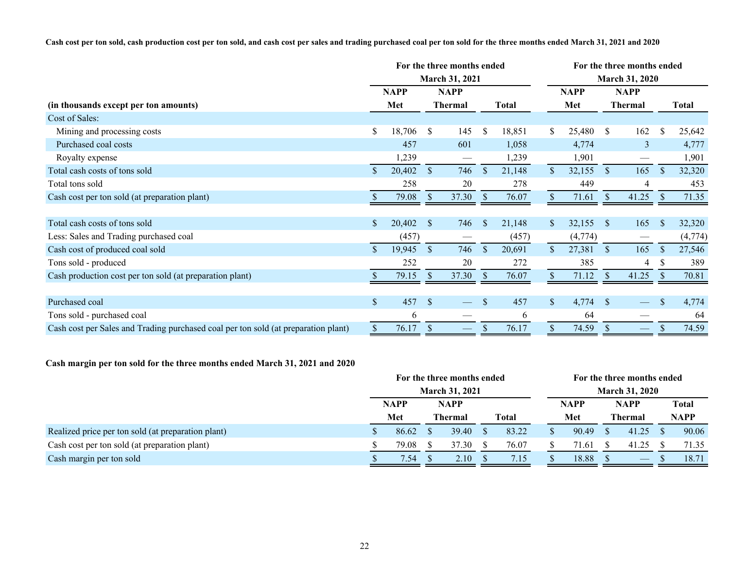**Cash cost per ton sold, cash production cost per ton sold, and cash cost per sales and trading purchased coal per ton sold for the three months ended March 31, 2021 and 2020**

| | For the three months ended March 31, 2021 | | | For the three months ended March 31, 2020 | | |
|---|---|---|---|---|---|---|
| (in thousands except per ton amounts) | NAPP Met | NAPP Thermal | Total | NAPP Met | NAPP Thermal | Total |
| Cost of Sales: | | | | | | |
| Mining and processing costs | $ 18,706 | $ 145 | $ 18,851 | $ 25,480 | $ 162 | $ 25,642 |
| Purchased coal costs | 457 | 601 | 1,058 | 4,774 | 3 | 4,777 |
| Royalty expense | 1,239 | — | 1,239 | 1,901 | — | 1,901 |
| Total cash costs of tons sold | $ 20,402 | $ 746 | $ 21,148 | $ 32,155 | $ 165 | $ 32,320 |
| Total tons sold | 258 | 20 | 278 | 449 | 4 | 453 |
| Cash cost per ton sold (at preparation plant) | $ 79.08 | $ 37.30 | $ 76.07 | $ 71.61 | $ 41.25 | $ 71.35 |
| | | | | | | |
| Total cash costs of tons sold | $ 20,402 | $ 746 | $ 21,148 | $ 32,155 | $ 165 | $ 32,320 |
| Less: Sales and Trading purchased coal | (457) | — | (457) | (4,774) | — | (4,774) |
| Cash cost of produced coal sold | $ 19,945 | $ 746 | $ 20,691 | $ 27,381 | $ 165 | $ 27,546 |
| Tons sold - produced | 252 | 20 | 272 | 385 | 4 | $ 389 |
| Cash production cost per ton sold (at preparation plant) | $ 79.15 | $ 37.30 | $ 76.07 | $ 71.12 | $ 41.25 | $ 70.81 |
| | | | | | | |
| Purchased coal | $ 457 | $ — | $ 457 | $ 4,774 | $ — | $ 4,774 |
| Tons sold - purchased coal | 6 | — | 6 | 64 | — | 64 |
| Cash cost per Sales and Trading purchased coal per ton sold (at preparation plant) | $ 76.17 | $ — | $ 76.17 | $ 74.59 | $ — | $ 74.59 |

**Cash margin per ton sold for the three months ended March 31, 2021 and 2020**

| | For the three months ended March 31, 2021 | | | For the three months ended March 31, 2020 | | |
|---|---|---|---|---|---|---|
| | NAPP Met | NAPP Thermal | Total | NAPP Met | NAPP Thermal | Total NAPP |
| Realized price per ton sold (at preparation plant) | $ 86.62 | $ 39.40 | $ 83.22 | $ 90.49 | $ 41.25 | $ 90.06 |
| Cash cost per ton sold (at preparation plant) | $ 79.08 | $ 37.30 | $ 76.07 | $ 71.61 | $ 41.25 | $ 71.35 |
| Cash margin per ton sold | $ 7.54 | $ 2.10 | $ 7.15 | $ 18.88 | $ — | $ 18.71 |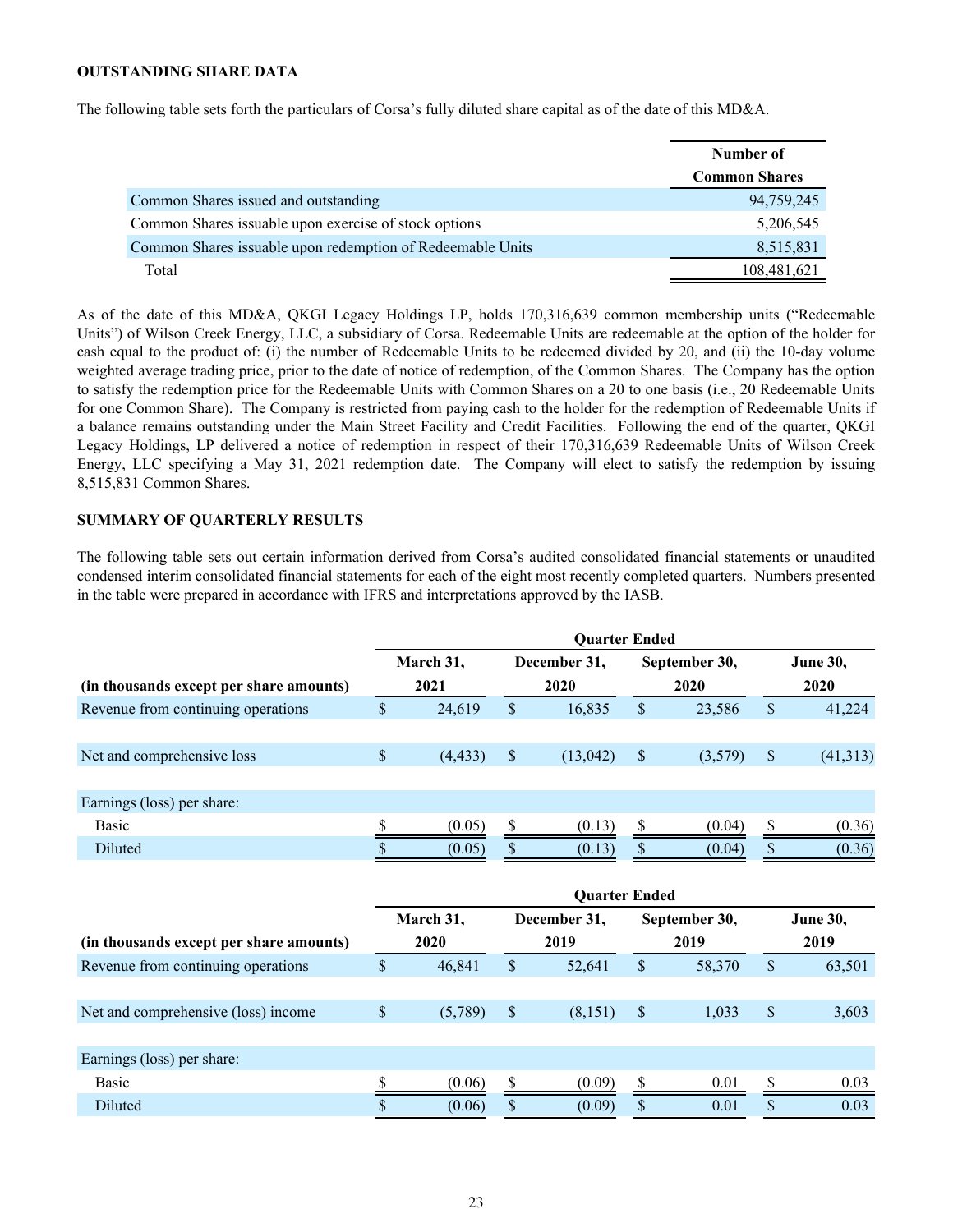**OUTSTANDING SHARE DATA**

The following table sets forth the particulars of Corsa's fully diluted share capital as of the date of this MD&A.

| | Number of Common Shares |
|---|---|
| Common Shares issued and outstanding | 94,759,245 |
| Common Shares issuable upon exercise of stock options | 5,206,545 |
| Common Shares issuable upon redemption of Redeemable Units | 8,515,831 |
| Total | 108,481,621 |

As of the date of this MD&A, QKGI Legacy Holdings LP, holds 170,316,639 common membership units ("Redeemable Units") of Wilson Creek Energy, LLC, a subsidiary of Corsa. Redeemable Units are redeemable at the option of the holder for cash equal to the product of: (i) the number of Redeemable Units to be redeemed divided by 20, and (ii) the 10-day volume weighted average trading price, prior to the date of notice of redemption, of the Common Shares. The Company has the option to satisfy the redemption price for the Redeemable Units with Common Shares on a 20 to one basis (i.e., 20 Redeemable Units for one Common Share). The Company is restricted from paying cash to the holder for the redemption of Redeemable Units if a balance remains outstanding under the Main Street Facility and Credit Facilities. Following the end of the quarter, QKGI Legacy Holdings, LP delivered a notice of redemption in respect of their 170,316,639 Redeemable Units of Wilson Creek Energy, LLC specifying a May 31, 2021 redemption date. The Company will elect to satisfy the redemption by issuing 8,515,831 Common Shares.

**SUMMARY OF QUARTERLY RESULTS**

The following table sets out certain information derived from Corsa's audited consolidated financial statements or unaudited condensed interim consolidated financial statements for each of the eight most recently completed quarters. Numbers presented in the table were prepared in accordance with IFRS and interpretations approved by the IASB.

| | Quarter Ended | | | |
|---|---|---|---|---|
| (in thousands except per share amounts) | March 31, 2021 | December 31, 2020 | September 30, 2020 | June 30, 2020 |
| Revenue from continuing operations | $ 24,619 | $ 16,835 | $ 23,586 | $ 41,224 |
| Net and comprehensive loss | $ (4,433) | $ (13,042) | $ (3,579) | $ (41,313) |
| Earnings (loss) per share: | | | | |
| Basic | $ (0.05) | $ (0.13) | $ (0.04) | $ (0.36) |
| Diluted | $ (0.05) | $ (0.13) | $ (0.04) | $ (0.36) |

| | Quarter Ended | | | |
|---|---|---|---|---|
| (in thousands except per share amounts) | March 31, 2020 | December 31, 2019 | September 30, 2019 | June 30, 2019 |
| Revenue from continuing operations | $ 46,841 | $ 52,641 | $ 58,370 | $ 63,501 |
| Net and comprehensive (loss) income | $ (5,789) | $ (8,151) | $ 1,033 | $ 3,603 |
| Earnings (loss) per share: | | | | |
| Basic | $ (0.06) | $ (0.09) | $ 0.01 | $ 0.03 |
| Diluted | $ (0.06) | $ (0.09) | $ 0.01 | $ 0.03 |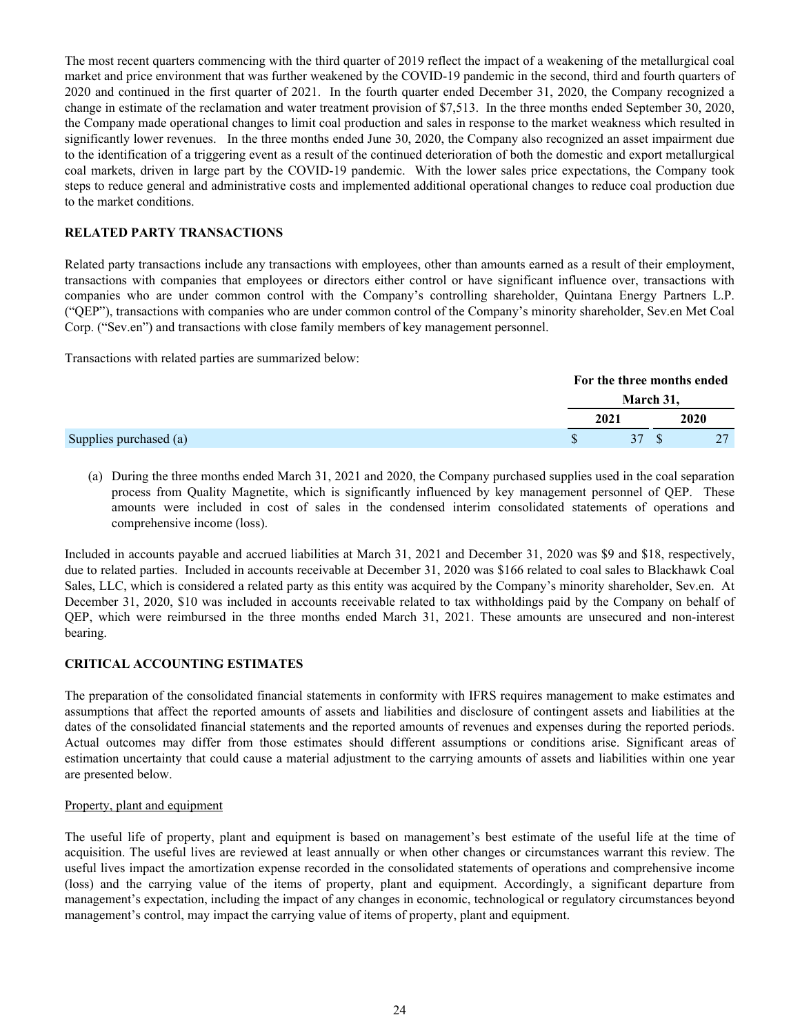The most recent quarters commencing with the third quarter of 2019 reflect the impact of a weakening of the metallurgical coal market and price environment that was further weakened by the COVID-19 pandemic in the second, third and fourth quarters of 2020 and continued in the first quarter of 2021. In the fourth quarter ended December 31, 2020, the Company recognized a change in estimate of the reclamation and water treatment provision of $7,513. In the three months ended September 30, 2020, the Company made operational changes to limit coal production and sales in response to the market weakness which resulted in significantly lower revenues. In the three months ended June 30, 2020, the Company also recognized an asset impairment due to the identification of a triggering event as a result of the continued deterioration of both the domestic and export metallurgical coal markets, driven in large part by the COVID-19 pandemic. With the lower sales price expectations, the Company took steps to reduce general and administrative costs and implemented additional operational changes to reduce coal production due to the market conditions.

## RELATED PARTY TRANSACTIONS

Related party transactions include any transactions with employees, other than amounts earned as a result of their employment, transactions with companies that employees or directors either control or have significant influence over, transactions with companies who are under common control with the Company's controlling shareholder, Quintana Energy Partners L.P. ("QEP"), transactions with companies who are under common control of the Company's minority shareholder, Sev.en Met Coal Corp. ("Sev.en") and transactions with close family members of key management personnel.

Transactions with related parties are summarized below:

| | For the three months ended March 31, | |
|---|---|---|
| | 2021 | 2020 |
| Supplies purchased (a) | $ 37 | $ 27 |

(a) During the three months ended March 31, 2021 and 2020, the Company purchased supplies used in the coal separation process from Quality Magnetite, which is significantly influenced by key management personnel of QEP. These amounts were included in cost of sales in the condensed interim consolidated statements of operations and comprehensive income (loss).

Included in accounts payable and accrued liabilities at March 31, 2021 and December 31, 2020 was $9 and $18, respectively, due to related parties. Included in accounts receivable at December 31, 2020 was $166 related to coal sales to Blackhawk Coal Sales, LLC, which is considered a related party as this entity was acquired by the Company's minority shareholder, Sev.en. At December 31, 2020, $10 was included in accounts receivable related to tax withholdings paid by the Company on behalf of QEP, which were reimbursed in the three months ended March 31, 2021. These amounts are unsecured and non-interest bearing.

## CRITICAL ACCOUNTING ESTIMATES

The preparation of the consolidated financial statements in conformity with IFRS requires management to make estimates and assumptions that affect the reported amounts of assets and liabilities and disclosure of contingent assets and liabilities at the dates of the consolidated financial statements and the reported amounts of revenues and expenses during the reported periods. Actual outcomes may differ from those estimates should different assumptions or conditions arise. Significant areas of estimation uncertainty that could cause a material adjustment to the carrying amounts of assets and liabilities within one year are presented below.

### Property, plant and equipment

The useful life of property, plant and equipment is based on management's best estimate of the useful life at the time of acquisition. The useful lives are reviewed at least annually or when other changes or circumstances warrant this review. The useful lives impact the amortization expense recorded in the consolidated statements of operations and comprehensive income (loss) and the carrying value of the items of property, plant and equipment. Accordingly, a significant departure from management's expectation, including the impact of any changes in economic, technological or regulatory circumstances beyond management's control, may impact the carrying value of items of property, plant and equipment.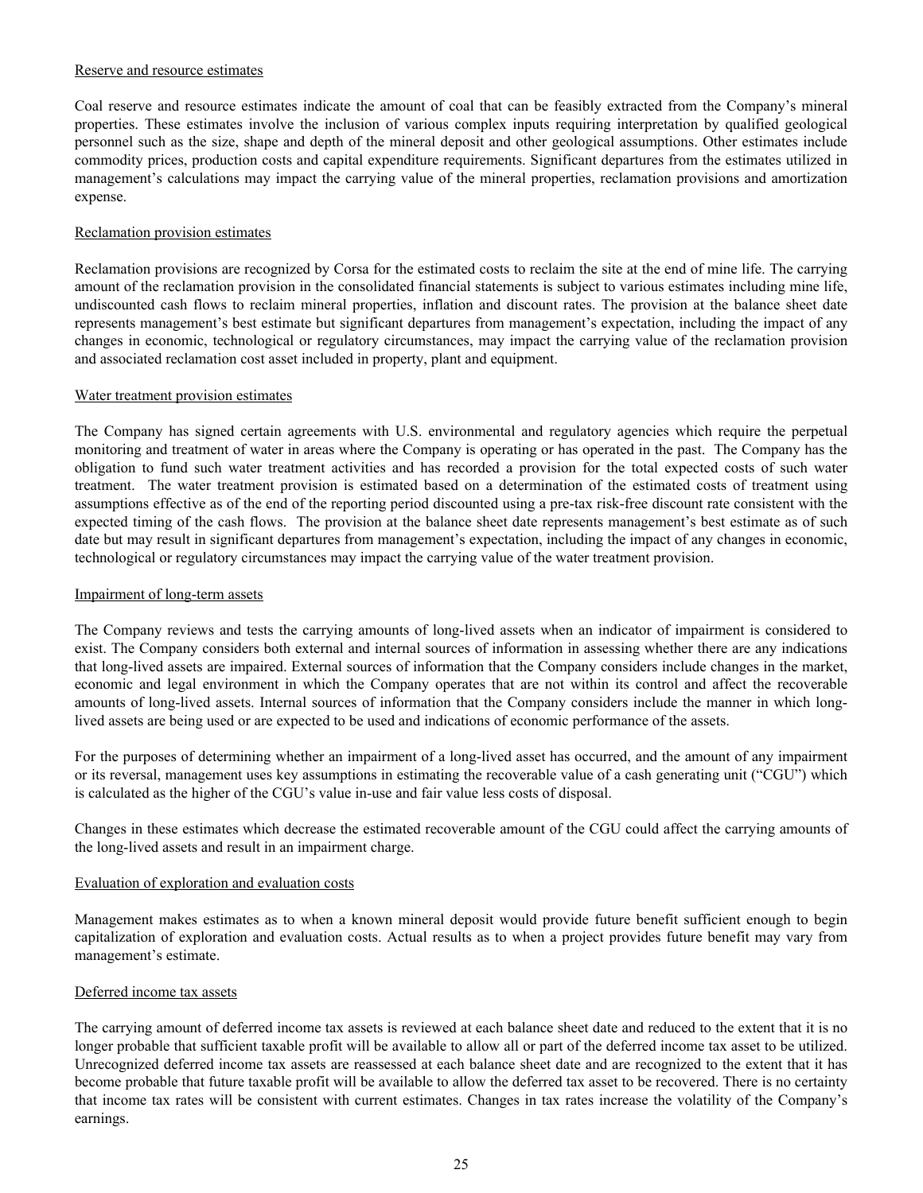Reserve and resource estimates

Coal reserve and resource estimates indicate the amount of coal that can be feasibly extracted from the Company's mineral properties. These estimates involve the inclusion of various complex inputs requiring interpretation by qualified geological personnel such as the size, shape and depth of the mineral deposit and other geological assumptions. Other estimates include commodity prices, production costs and capital expenditure requirements. Significant departures from the estimates utilized in management's calculations may impact the carrying value of the mineral properties, reclamation provisions and amortization expense.

Reclamation provision estimates

Reclamation provisions are recognized by Corsa for the estimated costs to reclaim the site at the end of mine life. The carrying amount of the reclamation provision in the consolidated financial statements is subject to various estimates including mine life, undiscounted cash flows to reclaim mineral properties, inflation and discount rates. The provision at the balance sheet date represents management's best estimate but significant departures from management's expectation, including the impact of any changes in economic, technological or regulatory circumstances, may impact the carrying value of the reclamation provision and associated reclamation cost asset included in property, plant and equipment.

Water treatment provision estimates

The Company has signed certain agreements with U.S. environmental and regulatory agencies which require the perpetual monitoring and treatment of water in areas where the Company is operating or has operated in the past. The Company has the obligation to fund such water treatment activities and has recorded a provision for the total expected costs of such water treatment. The water treatment provision is estimated based on a determination of the estimated costs of treatment using assumptions effective as of the end of the reporting period discounted using a pre-tax risk-free discount rate consistent with the expected timing of the cash flows. The provision at the balance sheet date represents management's best estimate as of such date but may result in significant departures from management's expectation, including the impact of any changes in economic, technological or regulatory circumstances may impact the carrying value of the water treatment provision.

Impairment of long-term assets

The Company reviews and tests the carrying amounts of long-lived assets when an indicator of impairment is considered to exist. The Company considers both external and internal sources of information in assessing whether there are any indications that long-lived assets are impaired. External sources of information that the Company considers include changes in the market, economic and legal environment in which the Company operates that are not within its control and affect the recoverable amounts of long-lived assets. Internal sources of information that the Company considers include the manner in which long-lived assets are being used or are expected to be used and indications of economic performance of the assets.

For the purposes of determining whether an impairment of a long-lived asset has occurred, and the amount of any impairment or its reversal, management uses key assumptions in estimating the recoverable value of a cash generating unit ("CGU") which is calculated as the higher of the CGU's value in-use and fair value less costs of disposal.

Changes in these estimates which decrease the estimated recoverable amount of the CGU could affect the carrying amounts of the long-lived assets and result in an impairment charge.

Evaluation of exploration and evaluation costs

Management makes estimates as to when a known mineral deposit would provide future benefit sufficient enough to begin capitalization of exploration and evaluation costs. Actual results as to when a project provides future benefit may vary from management's estimate.

Deferred income tax assets

The carrying amount of deferred income tax assets is reviewed at each balance sheet date and reduced to the extent that it is no longer probable that sufficient taxable profit will be available to allow all or part of the deferred income tax asset to be utilized. Unrecognized deferred income tax assets are reassessed at each balance sheet date and are recognized to the extent that it has become probable that future taxable profit will be available to allow the deferred tax asset to be recovered. There is no certainty that income tax rates will be consistent with current estimates. Changes in tax rates increase the volatility of the Company's earnings.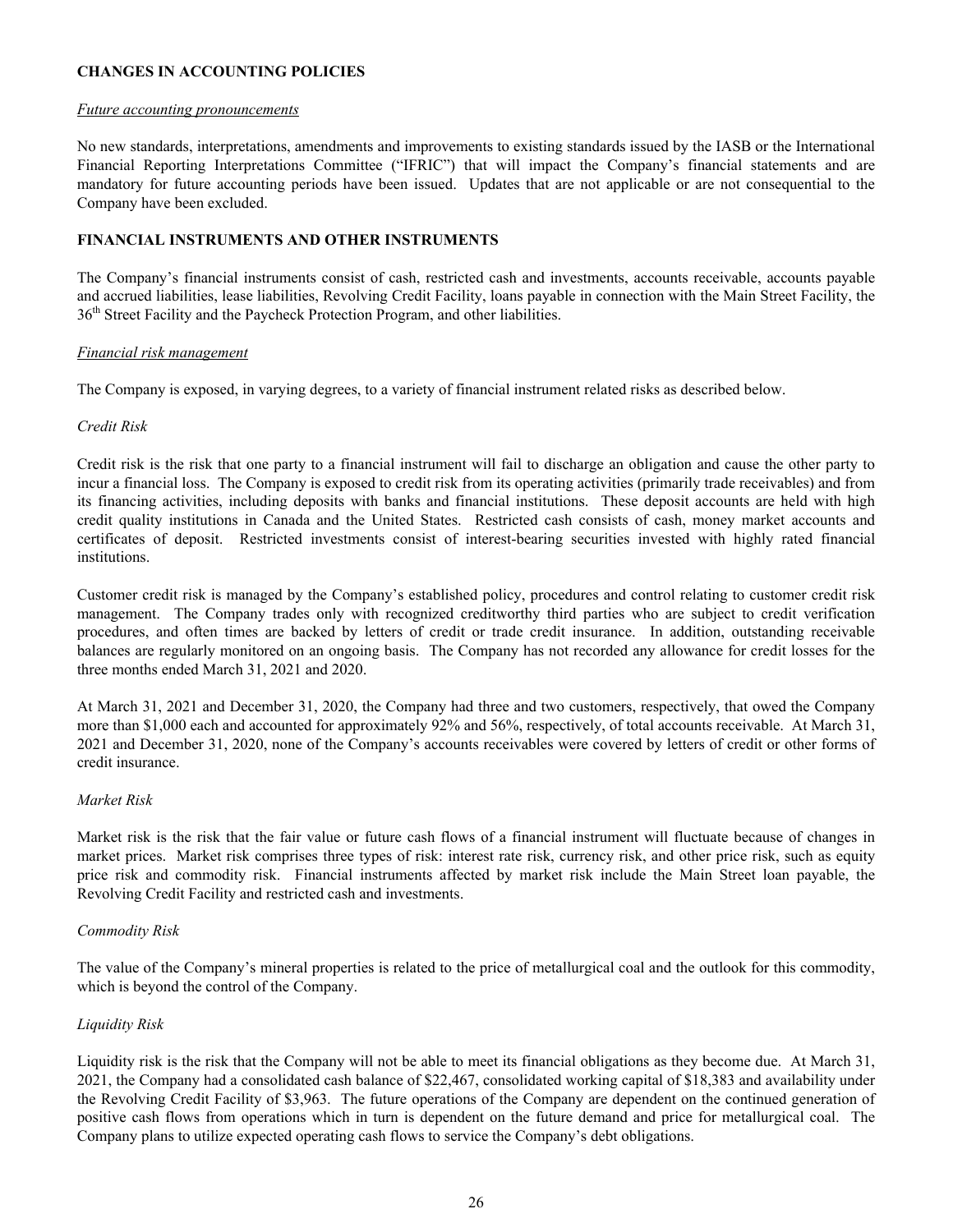## CHANGES IN ACCOUNTING POLICIES

*Future accounting pronouncements*

No new standards, interpretations, amendments and improvements to existing standards issued by the IASB or the International Financial Reporting Interpretations Committee ("IFRIC") that will impact the Company's financial statements and are mandatory for future accounting periods have been issued. Updates that are not applicable or are not consequential to the Company have been excluded.

## FINANCIAL INSTRUMENTS AND OTHER INSTRUMENTS

The Company's financial instruments consist of cash, restricted cash and investments, accounts receivable, accounts payable and accrued liabilities, lease liabilities, Revolving Credit Facility, loans payable in connection with the Main Street Facility, the 36th Street Facility and the Paycheck Protection Program, and other liabilities.

*Financial risk management*

The Company is exposed, in varying degrees, to a variety of financial instrument related risks as described below.

*Credit Risk*

Credit risk is the risk that one party to a financial instrument will fail to discharge an obligation and cause the other party to incur a financial loss. The Company is exposed to credit risk from its operating activities (primarily trade receivables) and from its financing activities, including deposits with banks and financial institutions. These deposit accounts are held with high credit quality institutions in Canada and the United States. Restricted cash consists of cash, money market accounts and certificates of deposit. Restricted investments consist of interest-bearing securities invested with highly rated financial institutions.

Customer credit risk is managed by the Company's established policy, procedures and control relating to customer credit risk management. The Company trades only with recognized creditworthy third parties who are subject to credit verification procedures, and often times are backed by letters of credit or trade credit insurance. In addition, outstanding receivable balances are regularly monitored on an ongoing basis. The Company has not recorded any allowance for credit losses for the three months ended March 31, 2021 and 2020.

At March 31, 2021 and December 31, 2020, the Company had three and two customers, respectively, that owed the Company more than $1,000 each and accounted for approximately 92% and 56%, respectively, of total accounts receivable. At March 31, 2021 and December 31, 2020, none of the Company's accounts receivables were covered by letters of credit or other forms of credit insurance.

*Market Risk*

Market risk is the risk that the fair value or future cash flows of a financial instrument will fluctuate because of changes in market prices. Market risk comprises three types of risk: interest rate risk, currency risk, and other price risk, such as equity price risk and commodity risk. Financial instruments affected by market risk include the Main Street loan payable, the Revolving Credit Facility and restricted cash and investments.

*Commodity Risk*

The value of the Company's mineral properties is related to the price of metallurgical coal and the outlook for this commodity, which is beyond the control of the Company.

*Liquidity Risk*

Liquidity risk is the risk that the Company will not be able to meet its financial obligations as they become due. At March 31, 2021, the Company had a consolidated cash balance of $22,467, consolidated working capital of $18,383 and availability under the Revolving Credit Facility of $3,963. The future operations of the Company are dependent on the continued generation of positive cash flows from operations which in turn is dependent on the future demand and price for metallurgical coal. The Company plans to utilize expected operating cash flows to service the Company's debt obligations.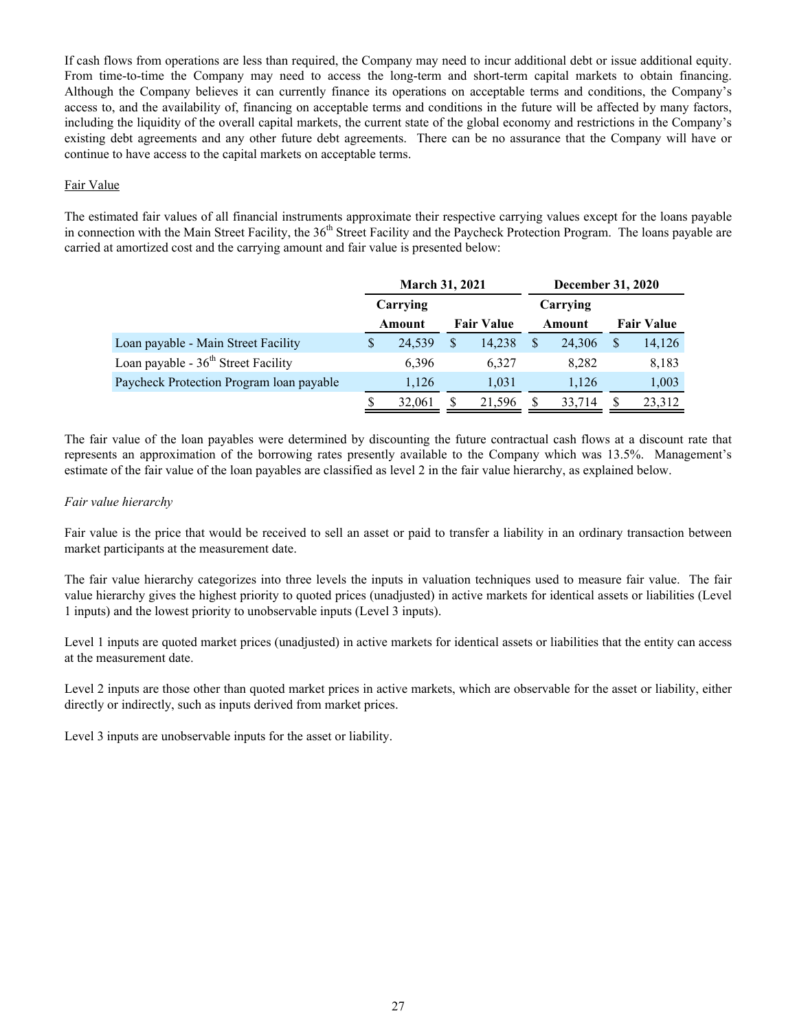If cash flows from operations are less than required, the Company may need to incur additional debt or issue additional equity. From time-to-time the Company may need to access the long-term and short-term capital markets to obtain financing. Although the Company believes it can currently finance its operations on acceptable terms and conditions, the Company's access to, and the availability of, financing on acceptable terms and conditions in the future will be affected by many factors, including the liquidity of the overall capital markets, the current state of the global economy and restrictions in the Company's existing debt agreements and any other future debt agreements. There can be no assurance that the Company will have or continue to have access to the capital markets on acceptable terms.

Fair Value

The estimated fair values of all financial instruments approximate their respective carrying values except for the loans payable in connection with the Main Street Facility, the 36th Street Facility and the Paycheck Protection Program. The loans payable are carried at amortized cost and the carrying amount and fair value is presented below:

| | March 31, 2021 | | December 31, 2020 | |
|---|---|---|---|---|
| | Carrying Amount | Fair Value | Carrying Amount | Fair Value |
| Loan payable - Main Street Facility | $ 24,539 | $ 14,238 | $ 24,306 | $ 14,126 |
| Loan payable - 36th Street Facility | 6,396 | 6,327 | 8,282 | 8,183 |
| Paycheck Protection Program loan payable | 1,126 | 1,031 | 1,126 | 1,003 |
| | $ 32,061 | $ 21,596 | $ 33,714 | $ 23,312 |

The fair value of the loan payables were determined by discounting the future contractual cash flows at a discount rate that represents an approximation of the borrowing rates presently available to the Company which was 13.5%. Management's estimate of the fair value of the loan payables are classified as level 2 in the fair value hierarchy, as explained below.

*Fair value hierarchy*

Fair value is the price that would be received to sell an asset or paid to transfer a liability in an ordinary transaction between market participants at the measurement date.

The fair value hierarchy categorizes into three levels the inputs in valuation techniques used to measure fair value. The fair value hierarchy gives the highest priority to quoted prices (unadjusted) in active markets for identical assets or liabilities (Level 1 inputs) and the lowest priority to unobservable inputs (Level 3 inputs).

Level 1 inputs are quoted market prices (unadjusted) in active markets for identical assets or liabilities that the entity can access at the measurement date.

Level 2 inputs are those other than quoted market prices in active markets, which are observable for the asset or liability, either directly or indirectly, such as inputs derived from market prices.

Level 3 inputs are unobservable inputs for the asset or liability.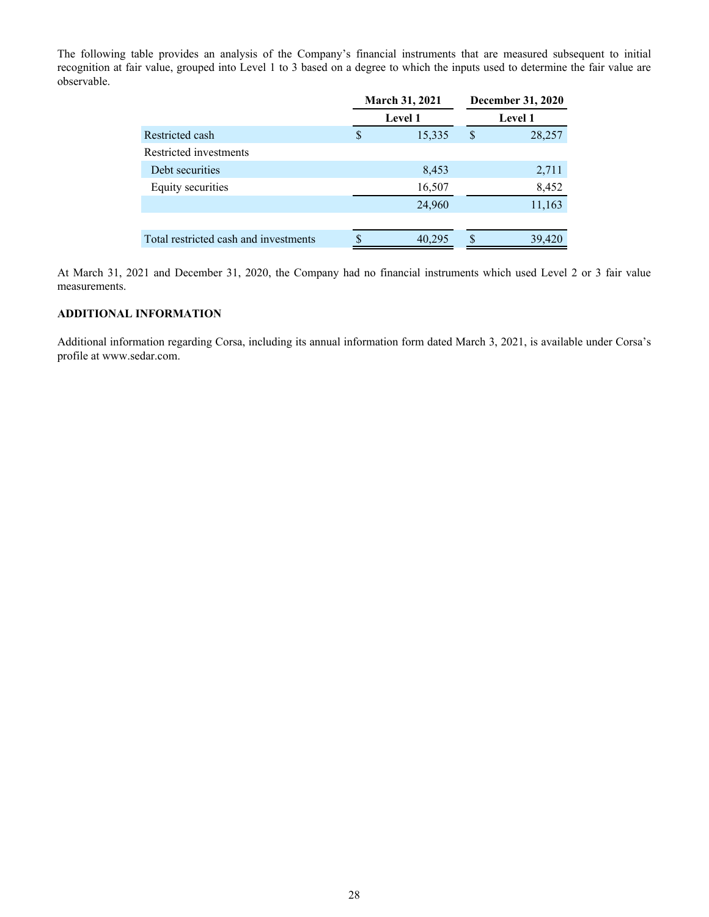The following table provides an analysis of the Company's financial instruments that are measured subsequent to initial recognition at fair value, grouped into Level 1 to 3 based on a degree to which the inputs used to determine the fair value are observable.

| | March 31, 2021 | December 31, 2020 |
|---|---|---|
| | Level 1 | Level 1 |
| Restricted cash | $ 15,335 | $ 28,257 |
| Restricted investments | | |
| Debt securities | 8,453 | 2,711 |
| Equity securities | 16,507 | 8,452 |
| | 24,960 | 11,163 |
| Total restricted cash and investments | $ 40,295 | $ 39,420 |

At March 31, 2021 and December 31, 2020, the Company had no financial instruments which used Level 2 or 3 fair value measurements.

**ADDITIONAL INFORMATION**

Additional information regarding Corsa, including its annual information form dated March 3, 2021, is available under Corsa's profile at www.sedar.com.